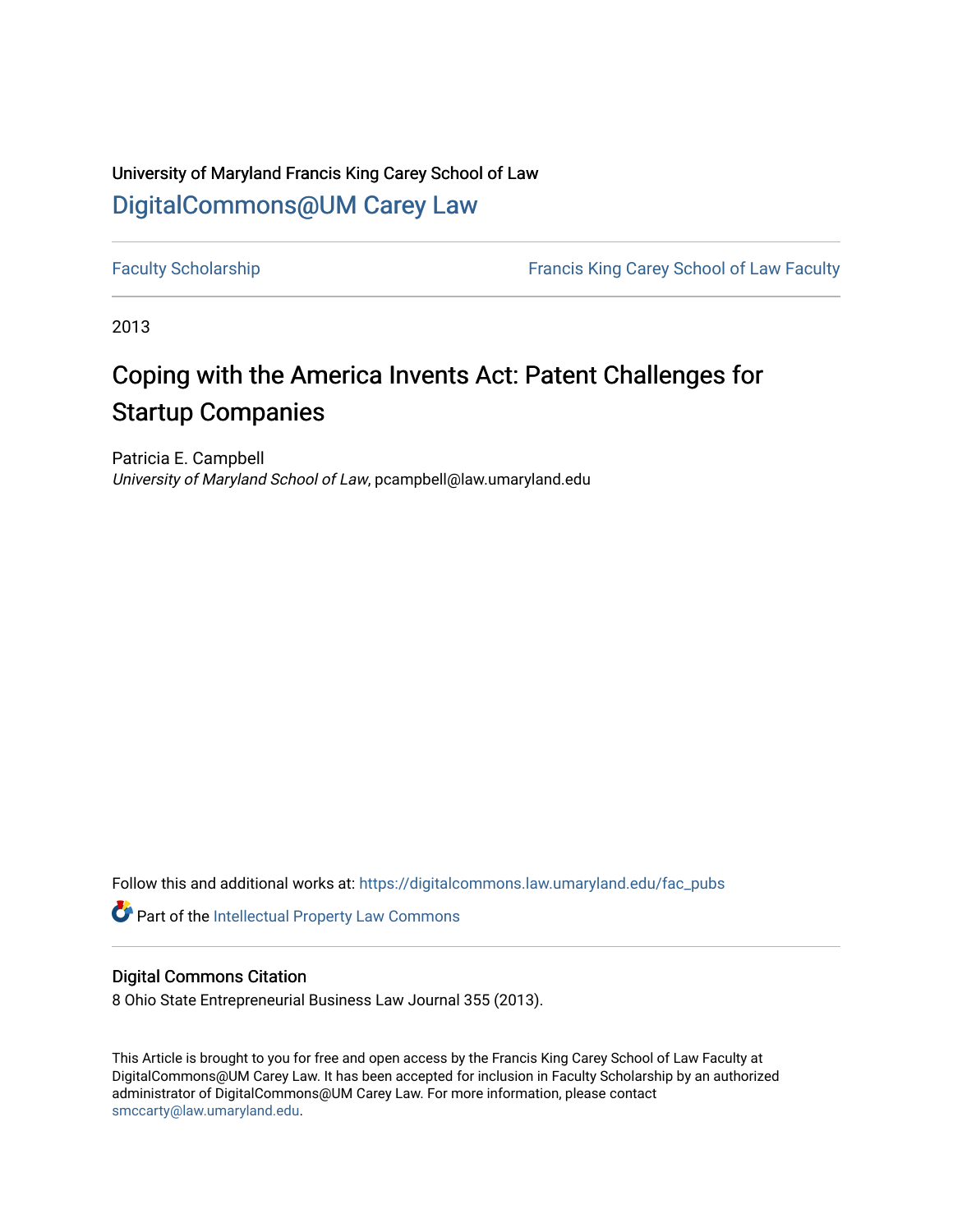University of Maryland Francis King Carey School of Law

# DigitalCommons@UM Carey Law

Faculty Scholarship | Francis King Carey School of Law Faculty

2013

# Coping with the America Invents Act: Patent Challenges for Startup Companies

Patricia E. Campbell
*University of Maryland School of Law*, pcampbell@law.umaryland.edu

Follow this and additional works at: https://digitalcommons.law.umaryland.edu/fac_pubs

Part of the Intellectual Property Law Commons

## Digital Commons Citation

8 Ohio State Entrepreneurial Business Law Journal 355 (2013).

This Article is brought to you for free and open access by the Francis King Carey School of Law Faculty at DigitalCommons@UM Carey Law. It has been accepted for inclusion in Faculty Scholarship by an authorized administrator of DigitalCommons@UM Carey Law. For more information, please contact smccarty@law.umaryland.edu.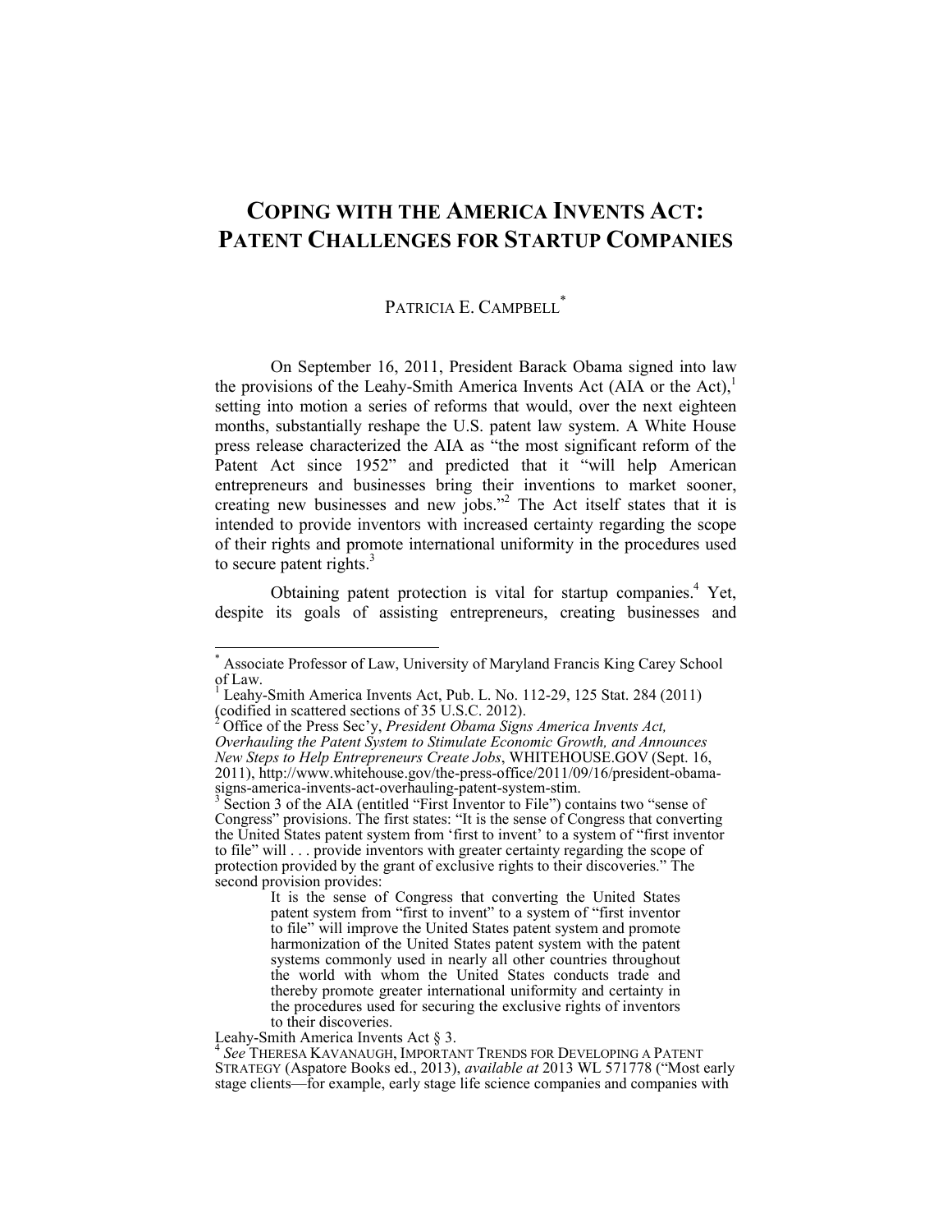# COPING WITH THE AMERICA INVENTS ACT: PATENT CHALLENGES FOR STARTUP COMPANIES

PATRICIA E. CAMPBELL[*]

On September 16, 2011, President Barack Obama signed into law the provisions of the Leahy-Smith America Invents Act (AIA or the Act),[1] setting into motion a series of reforms that would, over the next eighteen months, substantially reshape the U.S. patent law system. A White House press release characterized the AIA as "the most significant reform of the Patent Act since 1952" and predicted that it "will help American entrepreneurs and businesses bring their inventions to market sooner, creating new businesses and new jobs."[2] The Act itself states that it is intended to provide inventors with increased certainty regarding the scope of their rights and promote international uniformity in the procedures used to secure patent rights.[3]

Obtaining patent protection is vital for startup companies.[4] Yet, despite its goals of assisting entrepreneurs, creating businesses and

---

[*] Associate Professor of Law, University of Maryland Francis King Carey School of Law.

[1] Leahy-Smith America Invents Act, Pub. L. No. 112-29, 125 Stat. 284 (2011) (codified in scattered sections of 35 U.S.C. 2012).

[2] Office of the Press Sec'y, *President Obama Signs America Invents Act, Overhauling the Patent System to Stimulate Economic Growth, and Announces New Steps to Help Entrepreneurs Create Jobs*, WHITEHOUSE.GOV (Sept. 16, 2011), http://www.whitehouse.gov/the-press-office/2011/09/16/president-obama-signs-america-invents-act-overhauling-patent-system-stim.

[3] Section 3 of the AIA (entitled "First Inventor to File") contains two "sense of Congress" provisions. The first states: "It is the sense of Congress that converting the United States patent system from 'first to invent' to a system of "first inventor to file" will . . . provide inventors with greater certainty regarding the scope of protection provided by the grant of exclusive rights to their discoveries." The second provision provides:

> It is the sense of Congress that converting the United States patent system from "first to invent" to a system of "first inventor to file" will improve the United States patent system and promote harmonization of the United States patent system with the patent systems commonly used in nearly all other countries throughout the world with whom the United States conducts trade and thereby promote greater international uniformity and certainty in the procedures used for securing the exclusive rights of inventors to their discoveries.

Leahy-Smith America Invents Act § 3.

[4] *See* THERESA KAVANAUGH, IMPORTANT TRENDS FOR DEVELOPING A PATENT STRATEGY (Aspatore Books ed., 2013), *available at* 2013 WL 571778 ("Most early stage clients—for example, early stage life science companies and companies with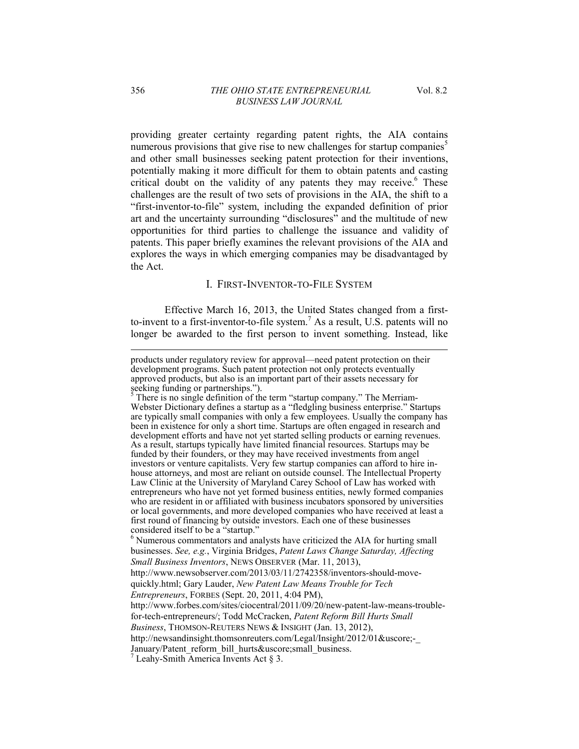providing greater certainty regarding patent rights, the AIA contains numerous provisions that give rise to new challenges for startup companies[5] and other small businesses seeking patent protection for their inventions, potentially making it more difficult for them to obtain patents and casting critical doubt on the validity of any patents they may receive.[6] These challenges are the result of two sets of provisions in the AIA, the shift to a "first-inventor-to-file" system, including the expanded definition of prior art and the uncertainty surrounding "disclosures" and the multitude of new opportunities for third parties to challenge the issuance and validity of patents. This paper briefly examines the relevant provisions of the AIA and explores the ways in which emerging companies may be disadvantaged by the Act.

## I. FIRST-INVENTOR-TO-FILE SYSTEM

Effective March 16, 2013, the United States changed from a first-to-invent to a first-inventor-to-file system.[7] As a result, U.S. patents will no longer be awarded to the first person to invent something. Instead, like

---

products under regulatory review for approval—need patent protection on their development programs. Such patent protection not only protects eventually approved products, but also is an important part of their assets necessary for seeking funding or partnerships.").

[5] There is no single definition of the term "startup company." The Merriam-Webster Dictionary defines a startup as a "fledgling business enterprise." Startups are typically small companies with only a few employees. Usually the company has been in existence for only a short time. Startups are often engaged in research and development efforts and have not yet started selling products or earning revenues. As a result, startups typically have limited financial resources. Startups may be funded by their founders, or they may have received investments from angel investors or venture capitalists. Very few startup companies can afford to hire in-house attorneys, and most are reliant on outside counsel. The Intellectual Property Law Clinic at the University of Maryland Carey School of Law has worked with entrepreneurs who have not yet formed business entities, newly formed companies who are resident in or affiliated with business incubators sponsored by universities or local governments, and more developed companies who have received at least a first round of financing by outside investors. Each one of these businesses considered itself to be a "startup."

[6] Numerous commentators and analysts have criticized the AIA for hurting small businesses. *See, e.g.*, Virginia Bridges, *Patent Laws Change Saturday, Affecting Small Business Inventors*, NEWS OBSERVER (Mar. 11, 2013), http://www.newsobserver.com/2013/03/11/2742358/inventors-should-move-quickly.html; Gary Lauder, *New Patent Law Means Trouble for Tech Entrepreneurs*, FORBES (Sept. 20, 2011, 4:04 PM), http://www.forbes.com/sites/ciocentral/2011/09/20/new-patent-law-means-trouble-for-tech-entrepreneurs/; Todd McCracken, *Patent Reform Bill Hurts Small Business*, THOMSON-REUTERS NEWS & INSIGHT (Jan. 13, 2012), http://newsandinsight.thomsonreuters.com/Legal/Insight/2012/01&uscore;-_January/Patent_reform_bill_hurts&uscore;small_business.

[7] Leahy-Smith America Invents Act § 3.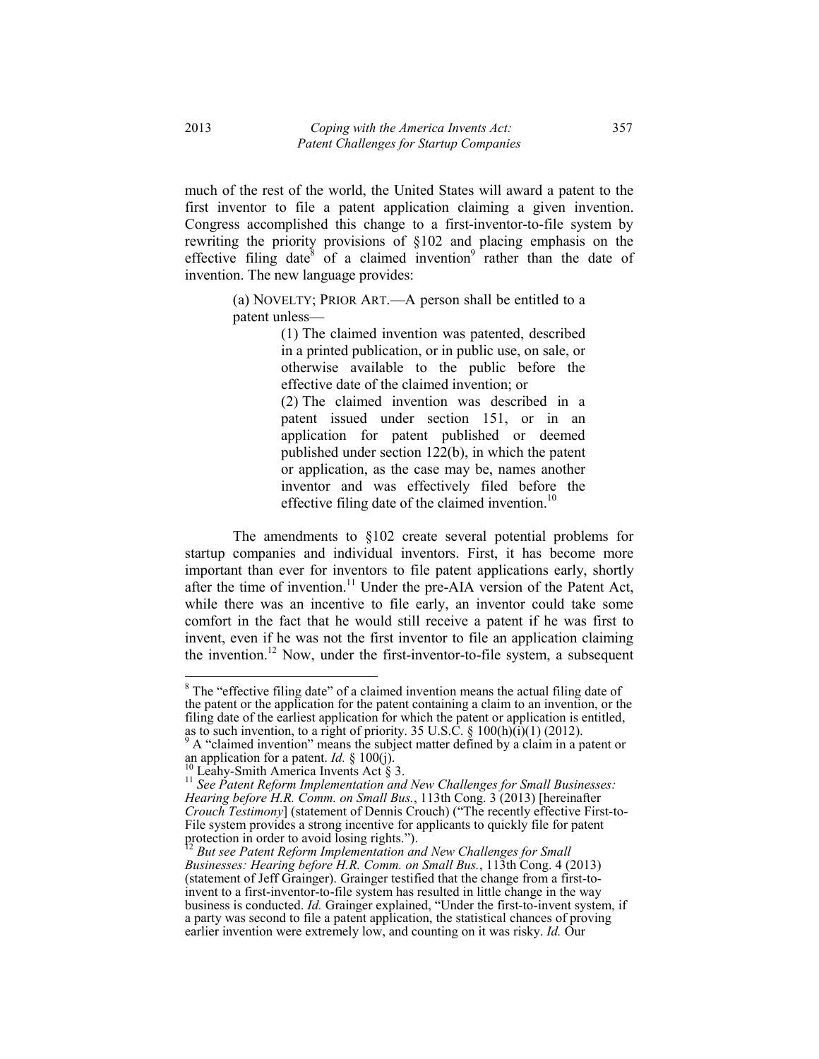much of the rest of the world, the United States will award a patent to the first inventor to file a patent application claiming a given invention. Congress accomplished this change to a first-inventor-to-file system by rewriting the priority provisions of §102 and placing emphasis on the effective filing date[8] of a claimed invention[9] rather than the date of invention. The new language provides:

> (a) NOVELTY; PRIOR ART.—A person shall be entitled to a patent unless—
>
> > (1) The claimed invention was patented, described in a printed publication, or in public use, on sale, or otherwise available to the public before the effective date of the claimed invention; or
> >
> > (2) The claimed invention was described in a patent issued under section 151, or in an application for patent published or deemed published under section 122(b), in which the patent or application, as the case may be, names another inventor and was effectively filed before the effective filing date of the claimed invention.[10]

The amendments to §102 create several potential problems for startup companies and individual inventors. First, it has become more important than ever for inventors to file patent applications early, shortly after the time of invention.[11] Under the pre-AIA version of the Patent Act, while there was an incentive to file early, an inventor could take some comfort in the fact that he would still receive a patent if he was first to invent, even if he was not the first inventor to file an application claiming the invention.[12] Now, under the first-inventor-to-file system, a subsequent

---

[8] The "effective filing date" of a claimed invention means the actual filing date of the patent or the application for the patent containing a claim to an invention, or the filing date of the earliest application for which the patent or application is entitled, as to such invention, to a right of priority. 35 U.S.C. § 100(h)(i)(1) (2012).

[9] A "claimed invention" means the subject matter defined by a claim in a patent or an application for a patent. *Id.* § 100(j).

[10] Leahy-Smith America Invents Act § 3.

[11] *See Patent Reform Implementation and New Challenges for Small Businesses: Hearing before H.R. Comm. on Small Bus.*, 113th Cong. 3 (2013) [hereinafter *Crouch Testimony*] (statement of Dennis Crouch) ("The recently effective First-to-File system provides a strong incentive for applicants to quickly file for patent protection in order to avoid losing rights.").

[12] *But see Patent Reform Implementation and New Challenges for Small Businesses: Hearing before H.R. Comm. on Small Bus.*, 113th Cong. 4 (2013) (statement of Jeff Grainger). Grainger testified that the change from a first-to-invent to a first-inventor-to-file system has resulted in little change in the way business is conducted. *Id.* Grainger explained, "Under the first-to-invent system, if a party was second to file a patent application, the statistical chances of proving earlier invention were extremely low, and counting on it was risky. *Id.* Our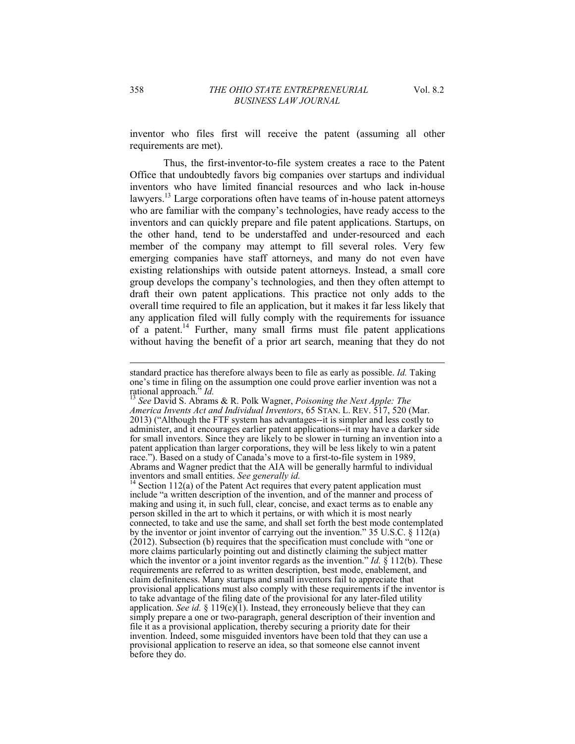inventor who files first will receive the patent (assuming all other requirements are met).

Thus, the first-inventor-to-file system creates a race to the Patent Office that undoubtedly favors big companies over startups and individual inventors who have limited financial resources and who lack in-house lawyers.[13] Large corporations often have teams of in-house patent attorneys who are familiar with the company's technologies, have ready access to the inventors and can quickly prepare and file patent applications. Startups, on the other hand, tend to be understaffed and under-resourced and each member of the company may attempt to fill several roles. Very few emerging companies have staff attorneys, and many do not even have existing relationships with outside patent attorneys. Instead, a small core group develops the company's technologies, and then they often attempt to draft their own patent applications. This practice not only adds to the overall time required to file an application, but it makes it far less likely that any application filed will fully comply with the requirements for issuance of a patent.[14] Further, many small firms must file patent applications without having the benefit of a prior art search, meaning that they do not

---

standard practice has therefore always been to file as early as possible. *Id.* Taking one's time in filing on the assumption one could prove earlier invention was not a rational approach." *Id.*

[13] *See* David S. Abrams & R. Polk Wagner, *Poisoning the Next Apple: The America Invents Act and Individual Inventors*, 65 STAN. L. REV. 517, 520 (Mar. 2013) ("Although the FTF system has advantages--it is simpler and less costly to administer, and it encourages earlier patent applications--it may have a darker side for small inventors. Since they are likely to be slower in turning an invention into a patent application than larger corporations, they will be less likely to win a patent race."). Based on a study of Canada's move to a first-to-file system in 1989, Abrams and Wagner predict that the AIA will be generally harmful to individual inventors and small entities. *See generally id.*

[14] Section 112(a) of the Patent Act requires that every patent application must include "a written description of the invention, and of the manner and process of making and using it, in such full, clear, concise, and exact terms as to enable any person skilled in the art to which it pertains, or with which it is most nearly connected, to take and use the same, and shall set forth the best mode contemplated by the inventor or joint inventor of carrying out the invention." 35 U.S.C. § 112(a) (2012). Subsection (b) requires that the specification must conclude with "one or more claims particularly pointing out and distinctly claiming the subject matter which the inventor or a joint inventor regards as the invention." *Id.* § 112(b). These requirements are referred to as written description, best mode, enablement, and claim definiteness. Many startups and small inventors fail to appreciate that provisional applications must also comply with these requirements if the inventor is to take advantage of the filing date of the provisional for any later-filed utility application. *See id.* § 119(e)(1). Instead, they erroneously believe that they can simply prepare a one or two-paragraph, general description of their invention and file it as a provisional application, thereby securing a priority date for their invention. Indeed, some misguided inventors have been told that they can use a provisional application to reserve an idea, so that someone else cannot invent before they do.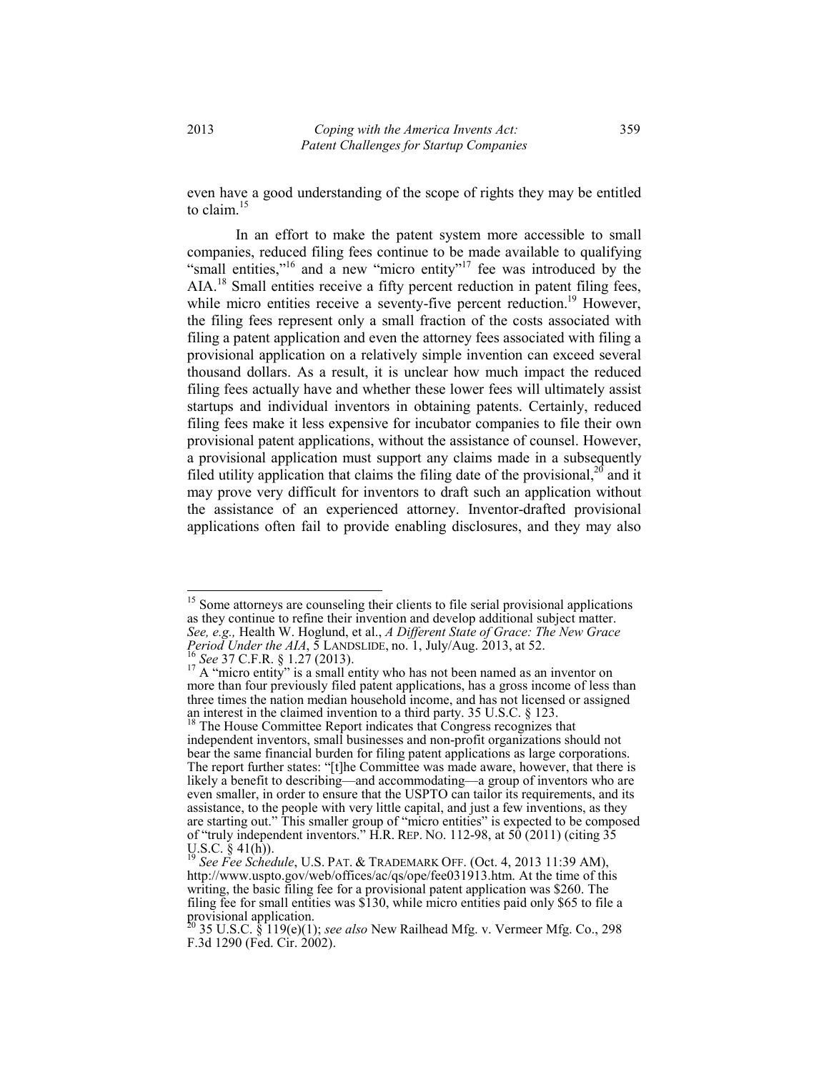even have a good understanding of the scope of rights they may be entitled to claim.[15]

In an effort to make the patent system more accessible to small companies, reduced filing fees continue to be made available to qualifying "small entities,"[16] and a new "micro entity"[17] fee was introduced by the AIA.[18] Small entities receive a fifty percent reduction in patent filing fees, while micro entities receive a seventy-five percent reduction.[19] However, the filing fees represent only a small fraction of the costs associated with filing a patent application and even the attorney fees associated with filing a provisional application on a relatively simple invention can exceed several thousand dollars. As a result, it is unclear how much impact the reduced filing fees actually have and whether these lower fees will ultimately assist startups and individual inventors in obtaining patents. Certainly, reduced filing fees make it less expensive for incubator companies to file their own provisional patent applications, without the assistance of counsel. However, a provisional application must support any claims made in a subsequently filed utility application that claims the filing date of the provisional,[20] and it may prove very difficult for inventors to draft such an application without the assistance of an experienced attorney. Inventor-drafted provisional applications often fail to provide enabling disclosures, and they may also

---

[15] Some attorneys are counseling their clients to file serial provisional applications as they continue to refine their invention and develop additional subject matter. *See, e.g.,* Health W. Hoglund, et al., *A Different State of Grace: The New Grace Period Under the AIA*, 5 LANDSLIDE, no. 1, July/Aug. 2013, at 52.

[16] *See* 37 C.F.R. § 1.27 (2013).

[17] A "micro entity" is a small entity who has not been named as an inventor on more than four previously filed patent applications, has a gross income of less than three times the nation median household income, and has not licensed or assigned an interest in the claimed invention to a third party. 35 U.S.C. § 123.

[18] The House Committee Report indicates that Congress recognizes that independent inventors, small businesses and non-profit organizations should not bear the same financial burden for filing patent applications as large corporations. The report further states: "[t]he Committee was made aware, however, that there is likely a benefit to describing—and accommodating—a group of inventors who are even smaller, in order to ensure that the USPTO can tailor its requirements, and its assistance, to the people with very little capital, and just a few inventions, as they are starting out." This smaller group of "micro entities" is expected to be composed of "truly independent inventors." H.R. REP. NO. 112-98, at 50 (2011) (citing 35 U.S.C. § 41(h)).

[19] *See Fee Schedule*, U.S. PAT. & TRADEMARK OFF. (Oct. 4, 2013 11:39 AM), http://www.uspto.gov/web/offices/ac/qs/ope/fee031913.htm. At the time of this writing, the basic filing fee for a provisional patent application was $260. The filing fee for small entities was $130, while micro entities paid only $65 to file a provisional application.

[20] 35 U.S.C. § 119(e)(1); *see also* New Railhead Mfg. v. Vermeer Mfg. Co., 298 F.3d 1290 (Fed. Cir. 2002).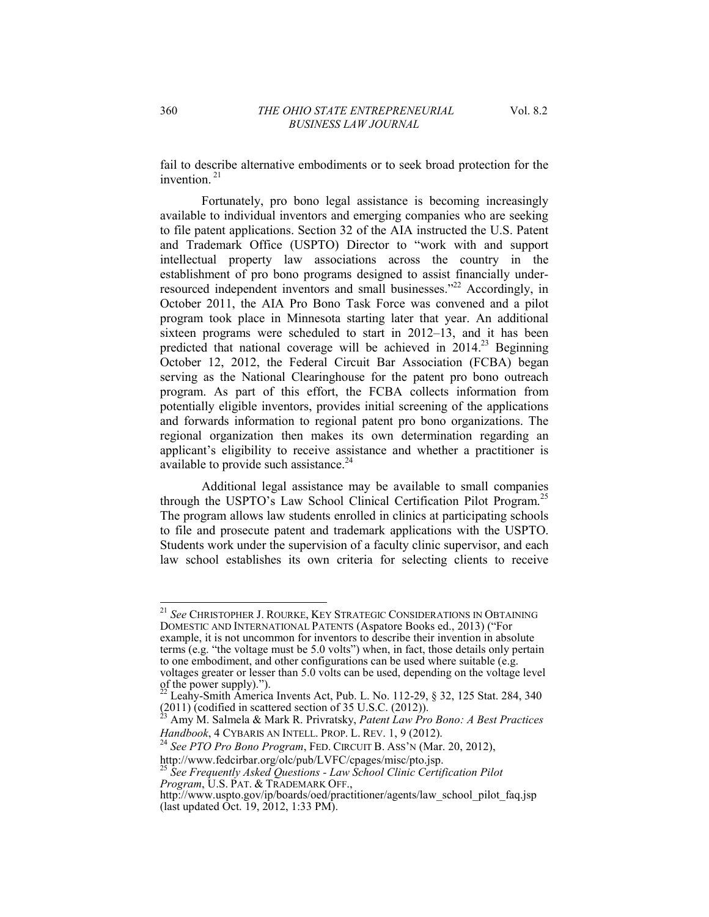fail to describe alternative embodiments or to seek broad protection for the invention.[21]

Fortunately, pro bono legal assistance is becoming increasingly available to individual inventors and emerging companies who are seeking to file patent applications. Section 32 of the AIA instructed the U.S. Patent and Trademark Office (USPTO) Director to "work with and support intellectual property law associations across the country in the establishment of pro bono programs designed to assist financially under-resourced independent inventors and small businesses."[22] Accordingly, in October 2011, the AIA Pro Bono Task Force was convened and a pilot program took place in Minnesota starting later that year. An additional sixteen programs were scheduled to start in 2012–13, and it has been predicted that national coverage will be achieved in 2014.[23] Beginning October 12, 2012, the Federal Circuit Bar Association (FCBA) began serving as the National Clearinghouse for the patent pro bono outreach program. As part of this effort, the FCBA collects information from potentially eligible inventors, provides initial screening of the applications and forwards information to regional patent pro bono organizations. The regional organization then makes its own determination regarding an applicant's eligibility to receive assistance and whether a practitioner is available to provide such assistance.[24]

Additional legal assistance may be available to small companies through the USPTO's Law School Clinical Certification Pilot Program.[25] The program allows law students enrolled in clinics at participating schools to file and prosecute patent and trademark applications with the USPTO. Students work under the supervision of a faculty clinic supervisor, and each law school establishes its own criteria for selecting clients to receive

---

[21] *See* CHRISTOPHER J. ROURKE, KEY STRATEGIC CONSIDERATIONS IN OBTAINING DOMESTIC AND INTERNATIONAL PATENTS (Aspatore Books ed., 2013) ("For example, it is not uncommon for inventors to describe their invention in absolute terms (e.g. "the voltage must be 5.0 volts") when, in fact, those details only pertain to one embodiment, and other configurations can be used where suitable (e.g. voltages greater or lesser than 5.0 volts can be used, depending on the voltage level of the power supply).").

[22] Leahy-Smith America Invents Act, Pub. L. No. 112-29, § 32, 125 Stat. 284, 340 (2011) (codified in scattered section of 35 U.S.C. (2012)).

[23] Amy M. Salmela & Mark R. Privratsky, *Patent Law Pro Bono: A Best Practices Handbook*, 4 CYBARIS AN INTELL. PROP. L. REV. 1, 9 (2012).

[24] *See PTO Pro Bono Program*, FED. CIRCUIT B. ASS'N (Mar. 20, 2012), http://www.fedcirbar.org/olc/pub/LVFC/cpages/misc/pto.jsp.

[25] *See Frequently Asked Questions - Law School Clinic Certification Pilot Program*, U.S. PAT. & TRADEMARK OFF., http://www.uspto.gov/ip/boards/oed/practitioner/agents/law_school_pilot_faq.jsp (last updated Oct. 19, 2012, 1:33 PM).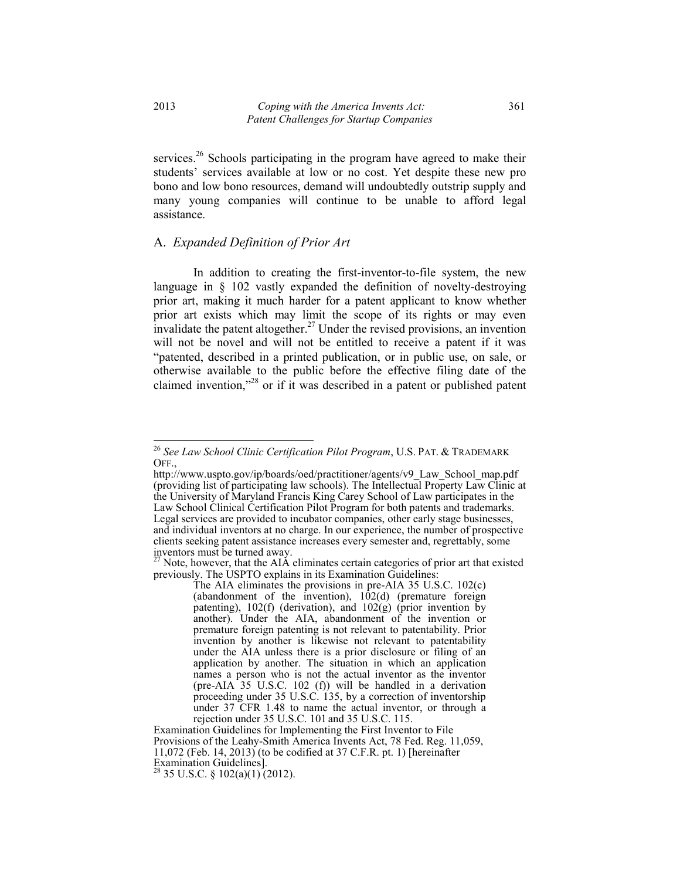services.[26] Schools participating in the program have agreed to make their students' services available at low or no cost. Yet despite these new pro bono and low bono resources, demand will undoubtedly outstrip supply and many young companies will continue to be unable to afford legal assistance.

## A. *Expanded Definition of Prior Art*

In addition to creating the first-inventor-to-file system, the new language in § 102 vastly expanded the definition of novelty-destroying prior art, making it much harder for a patent applicant to know whether prior art exists which may limit the scope of its rights or may even invalidate the patent altogether.[27] Under the revised provisions, an invention will not be novel and will not be entitled to receive a patent if it was "patented, described in a printed publication, or in public use, on sale, or otherwise available to the public before the effective filing date of the claimed invention,"[28] or if it was described in a patent or published patent

---

[26] *See Law School Clinic Certification Pilot Program*, U.S. PAT. & TRADEMARK OFF., http://www.uspto.gov/ip/boards/oed/practitioner/agents/v9_Law_School_map.pdf (providing list of participating law schools). The Intellectual Property Law Clinic at the University of Maryland Francis King Carey School of Law participates in the Law School Clinical Certification Pilot Program for both patents and trademarks. Legal services are provided to incubator companies, other early stage businesses, and individual inventors at no charge. In our experience, the number of prospective clients seeking patent assistance increases every semester and, regrettably, some inventors must be turned away.

[27] Note, however, that the AIA eliminates certain categories of prior art that existed previously. The USPTO explains in its Examination Guidelines:

> The AIA eliminates the provisions in pre-AIA 35 U.S.C. 102(c) (abandonment of the invention), 102(d) (premature foreign patenting), 102(f) (derivation), and 102(g) (prior invention by another). Under the AIA, abandonment of the invention or premature foreign patenting is not relevant to patentability. Prior invention by another is likewise not relevant to patentability under the AIA unless there is a prior disclosure or filing of an application by another. The situation in which an application names a person who is not the actual inventor as the inventor (pre-AIA 35 U.S.C. 102 (f)) will be handled in a derivation proceeding under 35 U.S.C. 135, by a correction of inventorship under 37 CFR 1.48 to name the actual inventor, or through a rejection under 35 U.S.C. 101 and 35 U.S.C. 115.

Examination Guidelines for Implementing the First Inventor to File Provisions of the Leahy-Smith America Invents Act, 78 Fed. Reg. 11,059, 11,072 (Feb. 14, 2013) (to be codified at 37 C.F.R. pt. 1) [hereinafter Examination Guidelines].

[28] 35 U.S.C. § 102(a)(1) (2012).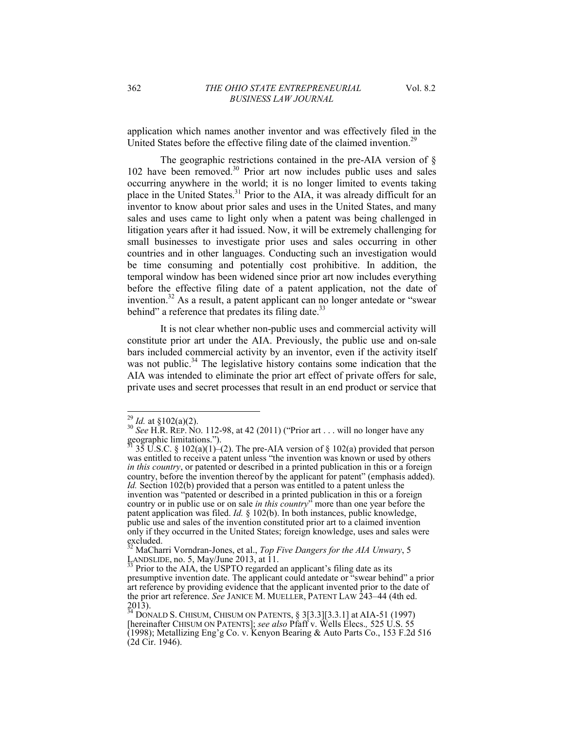application which names another inventor and was effectively filed in the United States before the effective filing date of the claimed invention.[29]

The geographic restrictions contained in the pre-AIA version of § 102 have been removed.[30] Prior art now includes public uses and sales occurring anywhere in the world; it is no longer limited to events taking place in the United States.[31] Prior to the AIA, it was already difficult for an inventor to know about prior sales and uses in the United States, and many sales and uses came to light only when a patent was being challenged in litigation years after it had issued. Now, it will be extremely challenging for small businesses to investigate prior uses and sales occurring in other countries and in other languages. Conducting such an investigation would be time consuming and potentially cost prohibitive. In addition, the temporal window has been widened since prior art now includes everything before the effective filing date of a patent application, not the date of invention.[32] As a result, a patent applicant can no longer antedate or "swear behind" a reference that predates its filing date.[33]

It is not clear whether non-public uses and commercial activity will constitute prior art under the AIA. Previously, the public use and on-sale bars included commercial activity by an inventor, even if the activity itself was not public.[34] The legislative history contains some indication that the AIA was intended to eliminate the prior art effect of private offers for sale, private uses and secret processes that result in an end product or service that

---

[29] *Id.* at §102(a)(2).

[30] *See* H.R. REP. NO. 112-98, at 42 (2011) ("Prior art . . . will no longer have any geographic limitations.").

[31] 35 U.S.C. § 102(a)(1)–(2). The pre-AIA version of § 102(a) provided that person was entitled to receive a patent unless "the invention was known or used by others *in this country*, or patented or described in a printed publication in this or a foreign country, before the invention thereof by the applicant for patent" (emphasis added). *Id.* Section 102(b) provided that a person was entitled to a patent unless the invention was "patented or described in a printed publication in this or a foreign country or in public use or on sale *in this country*" more than one year before the patent application was filed. *Id.* § 102(b). In both instances, public knowledge, public use and sales of the invention constituted prior art to a claimed invention only if they occurred in the United States; foreign knowledge, uses and sales were excluded.

[32] MaCharri Vorndran-Jones, et al., *Top Five Dangers for the AIA Unwary*, 5 LANDSLIDE, no. 5, May/June 2013, at 11.

[33] Prior to the AIA, the USPTO regarded an applicant's filing date as its presumptive invention date. The applicant could antedate or "swear behind" a prior art reference by providing evidence that the applicant invented prior to the date of the prior art reference. *See* JANICE M. MUELLER, PATENT LAW 243–44 (4th ed. 2013).

[34] DONALD S. CHISUM, CHISUM ON PATENTS, § 3[3.3][3.3.1] at AIA-51 (1997) [hereinafter CHISUM ON PATENTS]; *see also* Pfaff v. Wells Elecs., 525 U.S. 55 (1998); Metallizing Eng'g Co. v. Kenyon Bearing & Auto Parts Co., 153 F.2d 516 (2d Cir. 1946).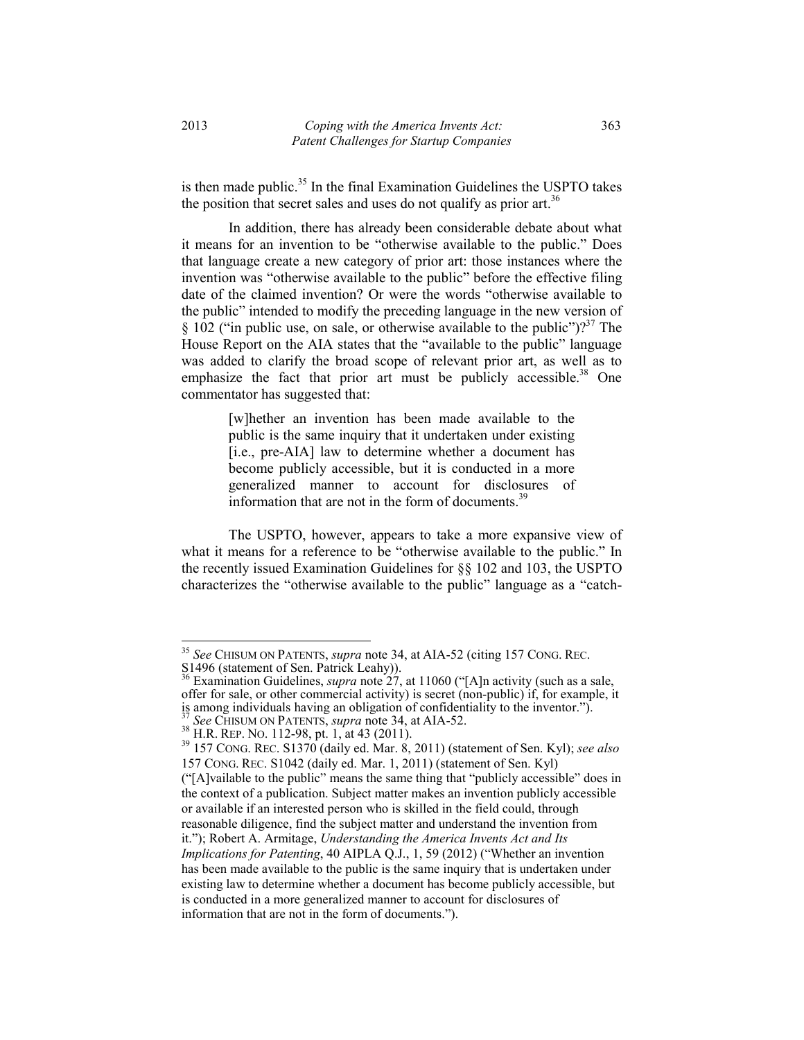is then made public.[35] In the final Examination Guidelines the USPTO takes the position that secret sales and uses do not qualify as prior art.[36]

In addition, there has already been considerable debate about what it means for an invention to be "otherwise available to the public." Does that language create a new category of prior art: those instances where the invention was "otherwise available to the public" before the effective filing date of the claimed invention? Or were the words "otherwise available to the public" intended to modify the preceding language in the new version of § 102 ("in public use, on sale, or otherwise available to the public")?[37] The House Report on the AIA states that the "available to the public" language was added to clarify the broad scope of relevant prior art, as well as to emphasize the fact that prior art must be publicly accessible.[38] One commentator has suggested that:

> [w]hether an invention has been made available to the public is the same inquiry that it undertaken under existing [i.e., pre-AIA] law to determine whether a document has become publicly accessible, but it is conducted in a more generalized manner to account for disclosures of information that are not in the form of documents.[39]

The USPTO, however, appears to take a more expansive view of what it means for a reference to be "otherwise available to the public." In the recently issued Examination Guidelines for §§ 102 and 103, the USPTO characterizes the "otherwise available to the public" language as a "catch-

---

[35] *See* CHISUM ON PATENTS, *supra* note 34, at AIA-52 (citing 157 CONG. REC. S1496 (statement of Sen. Patrick Leahy)).

[36] Examination Guidelines, *supra* note 27, at 11060 ("[A]n activity (such as a sale, offer for sale, or other commercial activity) is secret (non-public) if, for example, it is among individuals having an obligation of confidentiality to the inventor.").

[37] *See* CHISUM ON PATENTS, *supra* note 34, at AIA-52.

[38] H.R. REP. NO. 112-98, pt. 1, at 43 (2011).

[39] 157 CONG. REC. S1370 (daily ed. Mar. 8, 2011) (statement of Sen. Kyl); *see also* 157 CONG. REC. S1042 (daily ed. Mar. 1, 2011) (statement of Sen. Kyl) ("[A]vailable to the public" means the same thing that "publicly accessible" does in the context of a publication. Subject matter makes an invention publicly accessible or available if an interested person who is skilled in the field could, through reasonable diligence, find the subject matter and understand the invention from it."); Robert A. Armitage, *Understanding the America Invents Act and Its Implications for Patenting*, 40 AIPLA Q.J., 1, 59 (2012) ("Whether an invention has been made available to the public is the same inquiry that is undertaken under existing law to determine whether a document has become publicly accessible, but is conducted in a more generalized manner to account for disclosures of information that are not in the form of documents.").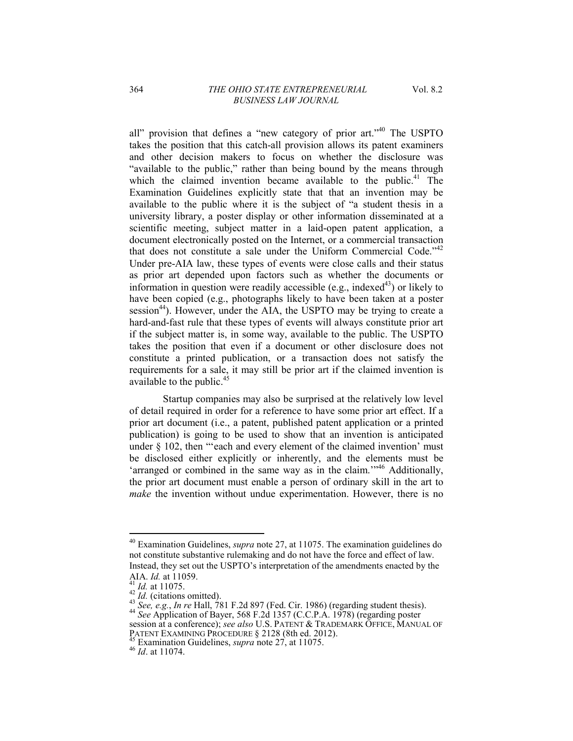all" provision that defines a "new category of prior art."[40] The USPTO takes the position that this catch-all provision allows its patent examiners and other decision makers to focus on whether the disclosure was "available to the public," rather than being bound by the means through which the claimed invention became available to the public.[41] The Examination Guidelines explicitly state that that an invention may be available to the public where it is the subject of "a student thesis in a university library, a poster display or other information disseminated at a scientific meeting, subject matter in a laid-open patent application, a document electronically posted on the Internet, or a commercial transaction that does not constitute a sale under the Uniform Commercial Code."[42] Under pre-AIA law, these types of events were close calls and their status as prior art depended upon factors such as whether the documents or information in question were readily accessible (e.g., indexed[43]) or likely to have been copied (e.g., photographs likely to have been taken at a poster session[44]). However, under the AIA, the USPTO may be trying to create a hard-and-fast rule that these types of events will always constitute prior art if the subject matter is, in some way, available to the public. The USPTO takes the position that even if a document or other disclosure does not constitute a printed publication, or a transaction does not satisfy the requirements for a sale, it may still be prior art if the claimed invention is available to the public.[45]

Startup companies may also be surprised at the relatively low level of detail required in order for a reference to have some prior art effect. If a prior art document (i.e., a patent, published patent application or a printed publication) is going to be used to show that an invention is anticipated under § 102, then "'each and every element of the claimed invention' must be disclosed either explicitly or inherently, and the elements must be 'arranged or combined in the same way as in the claim.'"[46] Additionally, the prior art document must enable a person of ordinary skill in the art to *make* the invention without undue experimentation. However, there is no

---

[40] Examination Guidelines, *supra* note 27, at 11075. The examination guidelines do not constitute substantive rulemaking and do not have the force and effect of law. Instead, they set out the USPTO's interpretation of the amendments enacted by the AIA. *Id.* at 11059.

[41] *Id.* at 11075.

[42] *Id.* (citations omitted).

[43] *See, e.g.*, *In re* Hall, 781 F.2d 897 (Fed. Cir. 1986) (regarding student thesis).

[44] *See* Application of Bayer, 568 F.2d 1357 (C.C.P.A. 1978) (regarding poster session at a conference); *see also* U.S. PATENT & TRADEMARK OFFICE, MANUAL OF PATENT EXAMINING PROCEDURE § 2128 (8th ed. 2012).

[45] Examination Guidelines, *supra* note 27, at 11075.

[46] *Id*. at 11074.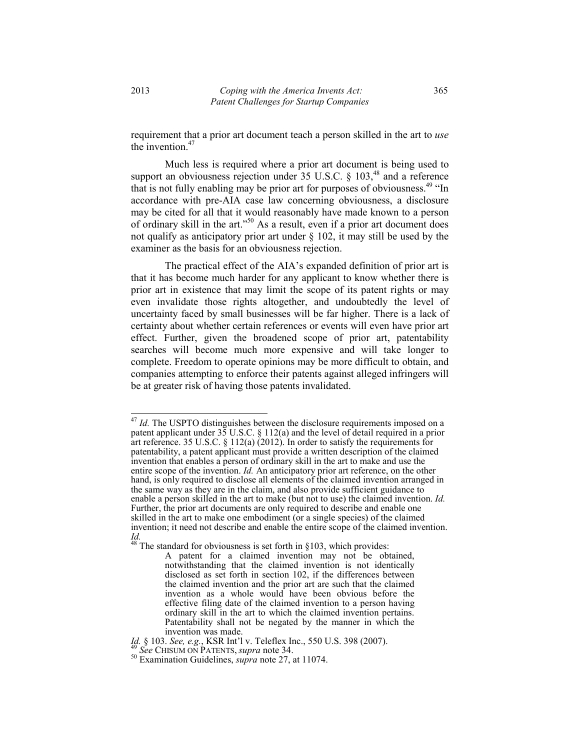requirement that a prior art document teach a person skilled in the art to *use* the invention.[47]

Much less is required where a prior art document is being used to support an obviousness rejection under 35 U.S.C. § 103,[48] and a reference that is not fully enabling may be prior art for purposes of obviousness.[49] "In accordance with pre-AIA case law concerning obviousness, a disclosure may be cited for all that it would reasonably have made known to a person of ordinary skill in the art."[50] As a result, even if a prior art document does not qualify as anticipatory prior art under § 102, it may still be used by the examiner as the basis for an obviousness rejection.

The practical effect of the AIA's expanded definition of prior art is that it has become much harder for any applicant to know whether there is prior art in existence that may limit the scope of its patent rights or may even invalidate those rights altogether, and undoubtedly the level of uncertainty faced by small businesses will be far higher. There is a lack of certainty about whether certain references or events will even have prior art effect. Further, given the broadened scope of prior art, patentability searches will become much more expensive and will take longer to complete. Freedom to operate opinions may be more difficult to obtain, and companies attempting to enforce their patents against alleged infringers will be at greater risk of having those patents invalidated.

---

[47] *Id.* The USPTO distinguishes between the disclosure requirements imposed on a patent applicant under 35 U.S.C. § 112(a) and the level of detail required in a prior art reference. 35 U.S.C. § 112(a) (2012). In order to satisfy the requirements for patentability, a patent applicant must provide a written description of the claimed invention that enables a person of ordinary skill in the art to make and use the entire scope of the invention. *Id.* An anticipatory prior art reference, on the other hand, is only required to disclose all elements of the claimed invention arranged in the same way as they are in the claim, and also provide sufficient guidance to enable a person skilled in the art to make (but not to use) the claimed invention. *Id.* Further, the prior art documents are only required to describe and enable one skilled in the art to make one embodiment (or a single species) of the claimed invention; it need not describe and enable the entire scope of the claimed invention. *Id.*

[48] The standard for obviousness is set forth in §103, which provides:

> A patent for a claimed invention may not be obtained, notwithstanding that the claimed invention is not identically disclosed as set forth in section 102, if the differences between the claimed invention and the prior art are such that the claimed invention as a whole would have been obvious before the effective filing date of the claimed invention to a person having ordinary skill in the art to which the claimed invention pertains. Patentability shall not be negated by the manner in which the invention was made.

*Id.* § 103. *See, e.g.*, KSR Int'l v. Teleflex Inc., 550 U.S. 398 (2007).

[49] *See* CHISUM ON PATENTS, *supra* note 34.

[50] Examination Guidelines, *supra* note 27, at 11074.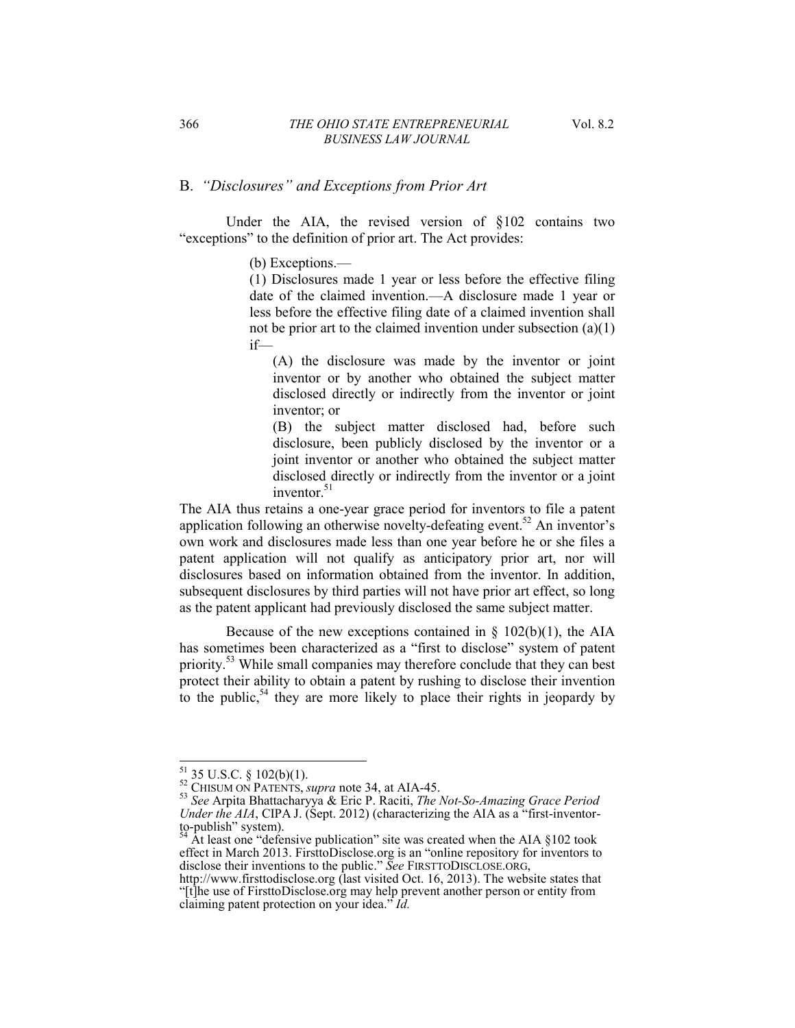## B. *"Disclosures" and Exceptions from Prior Art*

Under the AIA, the revised version of §102 contains two "exceptions" to the definition of prior art. The Act provides:

> (b) Exceptions.—
>
> (1) Disclosures made 1 year or less before the effective filing date of the claimed invention.—A disclosure made 1 year or less before the effective filing date of a claimed invention shall not be prior art to the claimed invention under subsection (a)(1) if—
>
> > (A) the disclosure was made by the inventor or joint inventor or by another who obtained the subject matter disclosed directly or indirectly from the inventor or joint inventor; or
> >
> > (B) the subject matter disclosed had, before such disclosure, been publicly disclosed by the inventor or a joint inventor or another who obtained the subject matter disclosed directly or indirectly from the inventor or a joint inventor.[51]

The AIA thus retains a one-year grace period for inventors to file a patent application following an otherwise novelty-defeating event.[52] An inventor's own work and disclosures made less than one year before he or she files a patent application will not qualify as anticipatory prior art, nor will disclosures based on information obtained from the inventor. In addition, subsequent disclosures by third parties will not have prior art effect, so long as the patent applicant had previously disclosed the same subject matter.

Because of the new exceptions contained in § 102(b)(1), the AIA has sometimes been characterized as a "first to disclose" system of patent priority.[53] While small companies may therefore conclude that they can best protect their ability to obtain a patent by rushing to disclose their invention to the public,[54] they are more likely to place their rights in jeopardy by

---

[51] 35 U.S.C. § 102(b)(1).

[52] CHISUM ON PATENTS, *supra* note 34, at AIA-45.

[53] *See* Arpita Bhattacharyya & Eric P. Raciti, *The Not-So-Amazing Grace Period Under the AIA*, CIPA J. (Sept. 2012) (characterizing the AIA as a "first-inventor-to-publish" system).

[54] At least one "defensive publication" site was created when the AIA §102 took effect in March 2013. FirsttoDisclose.org is an "online repository for inventors to disclose their inventions to the public." *See* FIRSTTODISCLOSE.ORG, http://www.firsttodisclose.org (last visited Oct. 16, 2013). The website states that "[t]he use of FirsttoDisclose.org may help prevent another person or entity from claiming patent protection on your idea." *Id.*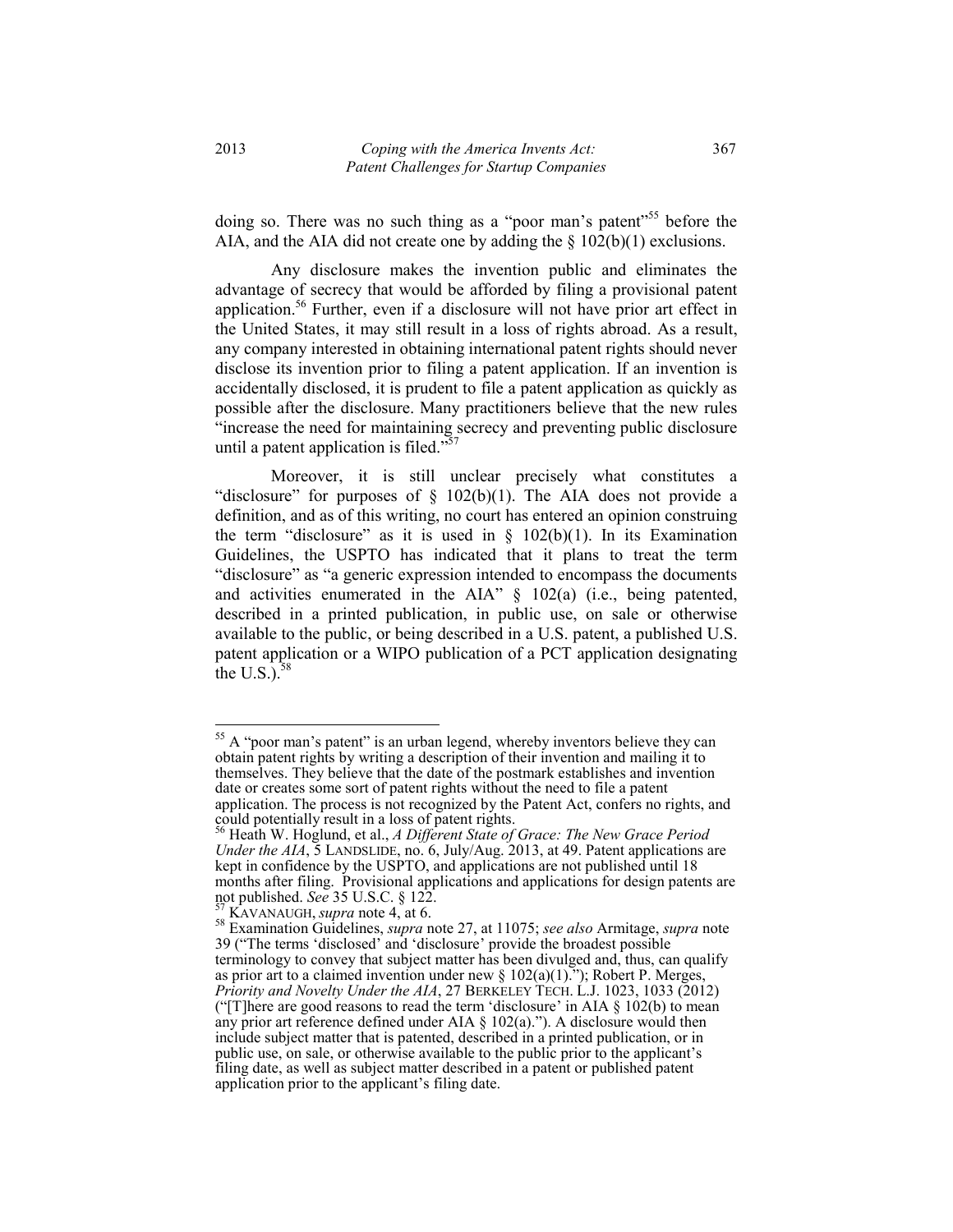doing so. There was no such thing as a "poor man's patent"[55] before the AIA, and the AIA did not create one by adding the § 102(b)(1) exclusions.

Any disclosure makes the invention public and eliminates the advantage of secrecy that would be afforded by filing a provisional patent application.[56] Further, even if a disclosure will not have prior art effect in the United States, it may still result in a loss of rights abroad. As a result, any company interested in obtaining international patent rights should never disclose its invention prior to filing a patent application. If an invention is accidentally disclosed, it is prudent to file a patent application as quickly as possible after the disclosure. Many practitioners believe that the new rules "increase the need for maintaining secrecy and preventing public disclosure until a patent application is filed."[57]

Moreover, it is still unclear precisely what constitutes a "disclosure" for purposes of § 102(b)(1). The AIA does not provide a definition, and as of this writing, no court has entered an opinion construing the term "disclosure" as it is used in § 102(b)(1). In its Examination Guidelines, the USPTO has indicated that it plans to treat the term "disclosure" as "a generic expression intended to encompass the documents and activities enumerated in the AIA" § 102(a) (i.e., being patented, described in a printed publication, in public use, on sale or otherwise available to the public, or being described in a U.S. patent, a published U.S. patent application or a WIPO publication of a PCT application designating the U.S.).[58]

---

[55] A "poor man's patent" is an urban legend, whereby inventors believe they can obtain patent rights by writing a description of their invention and mailing it to themselves. They believe that the date of the postmark establishes and invention date or creates some sort of patent rights without the need to file a patent application. The process is not recognized by the Patent Act, confers no rights, and could potentially result in a loss of patent rights.

[56] Heath W. Hoglund, et al., *A Different State of Grace: The New Grace Period Under the AIA*, 5 LANDSLIDE, no. 6, July/Aug. 2013, at 49. Patent applications are kept in confidence by the USPTO, and applications are not published until 18 months after filing. Provisional applications and applications for design patents are not published. *See* 35 U.S.C. § 122.

[57] KAVANAUGH, *supra* note 4, at 6.

[58] Examination Guidelines, *supra* note 27, at 11075; *see also* Armitage, *supra* note 39 ("The terms 'disclosed' and 'disclosure' provide the broadest possible terminology to convey that subject matter has been divulged and, thus, can qualify as prior art to a claimed invention under new § 102(a)(1)."); Robert P. Merges, *Priority and Novelty Under the AIA*, 27 BERKELEY TECH. L.J. 1023, 1033 (2012) ("[T]here are good reasons to read the term 'disclosure' in AIA § 102(b) to mean any prior art reference defined under AIA § 102(a)."). A disclosure would then include subject matter that is patented, described in a printed publication, or in public use, on sale, or otherwise available to the public prior to the applicant's filing date, as well as subject matter described in a patent or published patent application prior to the applicant's filing date.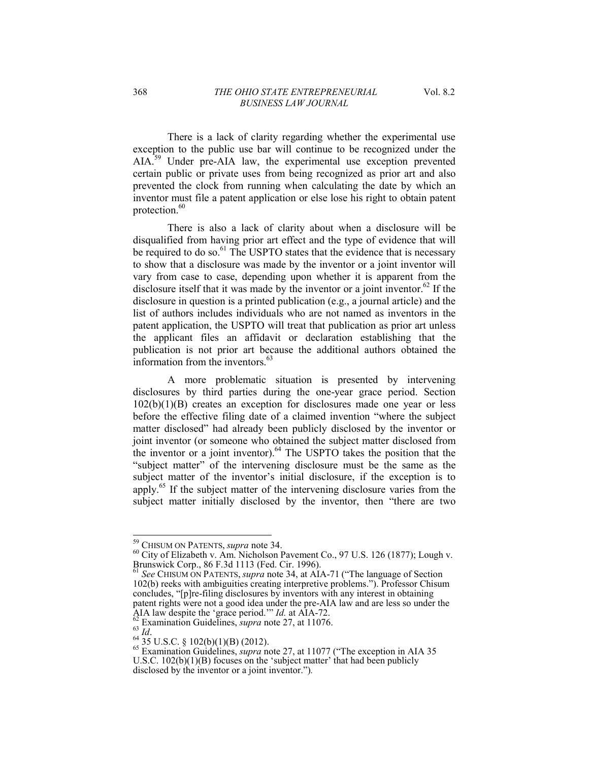There is a lack of clarity regarding whether the experimental use exception to the public use bar will continue to be recognized under the AIA.[59] Under pre-AIA law, the experimental use exception prevented certain public or private uses from being recognized as prior art and also prevented the clock from running when calculating the date by which an inventor must file a patent application or else lose his right to obtain patent protection.[60]

There is also a lack of clarity about when a disclosure will be disqualified from having prior art effect and the type of evidence that will be required to do so.[61] The USPTO states that the evidence that is necessary to show that a disclosure was made by the inventor or a joint inventor will vary from case to case, depending upon whether it is apparent from the disclosure itself that it was made by the inventor or a joint inventor.[62] If the disclosure in question is a printed publication (e.g., a journal article) and the list of authors includes individuals who are not named as inventors in the patent application, the USPTO will treat that publication as prior art unless the applicant files an affidavit or declaration establishing that the publication is not prior art because the additional authors obtained the information from the inventors.[63]

A more problematic situation is presented by intervening disclosures by third parties during the one-year grace period. Section 102(b)(1)(B) creates an exception for disclosures made one year or less before the effective filing date of a claimed invention "where the subject matter disclosed" had already been publicly disclosed by the inventor or joint inventor (or someone who obtained the subject matter disclosed from the inventor or a joint inventor).[64] The USPTO takes the position that the "subject matter" of the intervening disclosure must be the same as the subject matter of the inventor's initial disclosure, if the exception is to apply.[65] If the subject matter of the intervening disclosure varies from the subject matter initially disclosed by the inventor, then "there are two

---

[59] CHISUM ON PATENTS, *supra* note 34.

[60] City of Elizabeth v. Am. Nicholson Pavement Co., 97 U.S. 126 (1877); Lough v. Brunswick Corp., 86 F.3d 1113 (Fed. Cir. 1996).

[61] *See* CHISUM ON PATENTS, *supra* note 34, at AIA-71 ("The language of Section 102(b) reeks with ambiguities creating interpretive problems."). Professor Chisum concludes, "[p]re-filing disclosures by inventors with any interest in obtaining patent rights were not a good idea under the pre-AIA law and are less so under the AIA law despite the 'grace period.'" *Id.* at AIA-72.

[62] Examination Guidelines, *supra* note 27, at 11076.

[63] *Id*.

[64] 35 U.S.C. § 102(b)(1)(B) (2012).

[65] Examination Guidelines, *supra* note 27, at 11077 ("The exception in AIA 35 U.S.C. 102(b)(1)(B) focuses on the 'subject matter' that had been publicly disclosed by the inventor or a joint inventor.").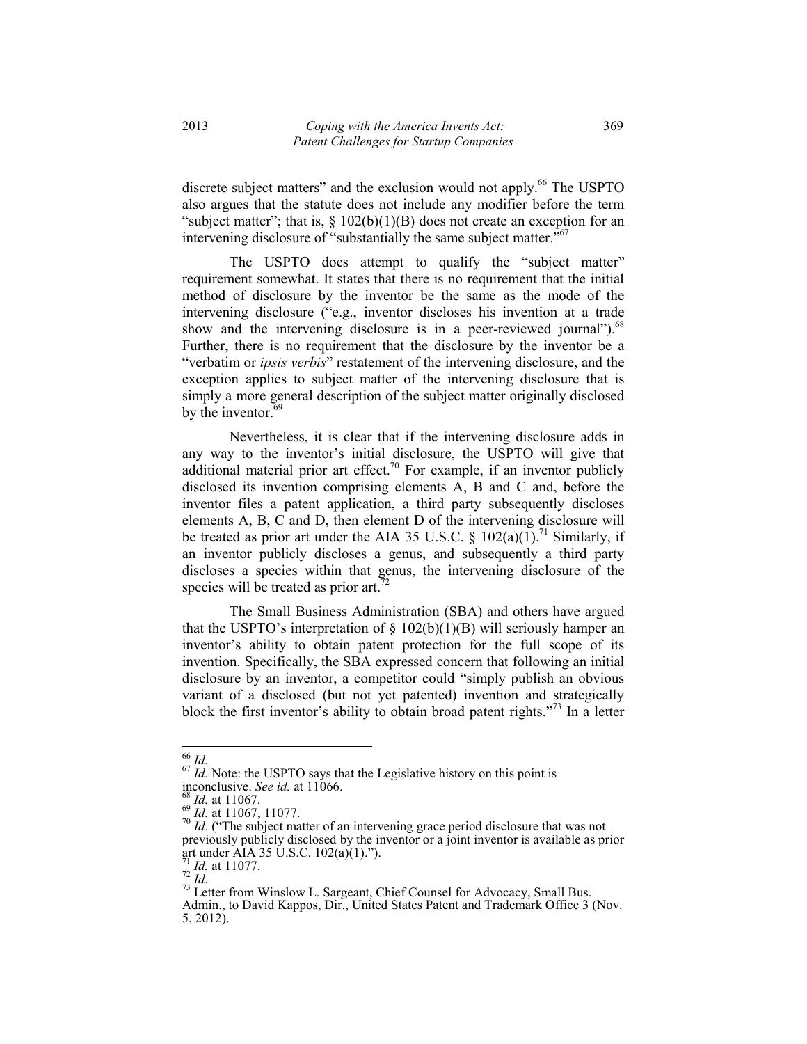discrete subject matters" and the exclusion would not apply.[66] The USPTO also argues that the statute does not include any modifier before the term "subject matter"; that is, § 102(b)(1)(B) does not create an exception for an intervening disclosure of "substantially the same subject matter."[67]

The USPTO does attempt to qualify the "subject matter" requirement somewhat. It states that there is no requirement that the initial method of disclosure by the inventor be the same as the mode of the intervening disclosure ("e.g., inventor discloses his invention at a trade show and the intervening disclosure is in a peer-reviewed journal").[68] Further, there is no requirement that the disclosure by the inventor be a "verbatim or *ipsis verbis*" restatement of the intervening disclosure, and the exception applies to subject matter of the intervening disclosure that is simply a more general description of the subject matter originally disclosed by the inventor.[69]

Nevertheless, it is clear that if the intervening disclosure adds in any way to the inventor's initial disclosure, the USPTO will give that additional material prior art effect.[70] For example, if an inventor publicly disclosed its invention comprising elements A, B and C and, before the inventor files a patent application, a third party subsequently discloses elements A, B, C and D, then element D of the intervening disclosure will be treated as prior art under the AIA 35 U.S.C. § 102(a)(1).[71] Similarly, if an inventor publicly discloses a genus, and subsequently a third party discloses a species within that genus, the intervening disclosure of the species will be treated as prior art.[72]

The Small Business Administration (SBA) and others have argued that the USPTO's interpretation of § 102(b)(1)(B) will seriously hamper an inventor's ability to obtain patent protection for the full scope of its invention. Specifically, the SBA expressed concern that following an initial disclosure by an inventor, a competitor could "simply publish an obvious variant of a disclosed (but not yet patented) invention and strategically block the first inventor's ability to obtain broad patent rights."[73] In a letter

---

[66] *Id.*

[67] *Id.* Note: the USPTO says that the Legislative history on this point is inconclusive. *See id.* at 11066.

[68] *Id.* at 11067.

[69] *Id.* at 11067, 11077.

[70] *Id*. ("The subject matter of an intervening grace period disclosure that was not previously publicly disclosed by the inventor or a joint inventor is available as prior art under AIA 35 U.S.C. 102(a)(1).").

[71] *Id.* at 11077.

[72] *Id.*

[73] Letter from Winslow L. Sargeant, Chief Counsel for Advocacy, Small Bus. Admin., to David Kappos, Dir., United States Patent and Trademark Office 3 (Nov. 5, 2012).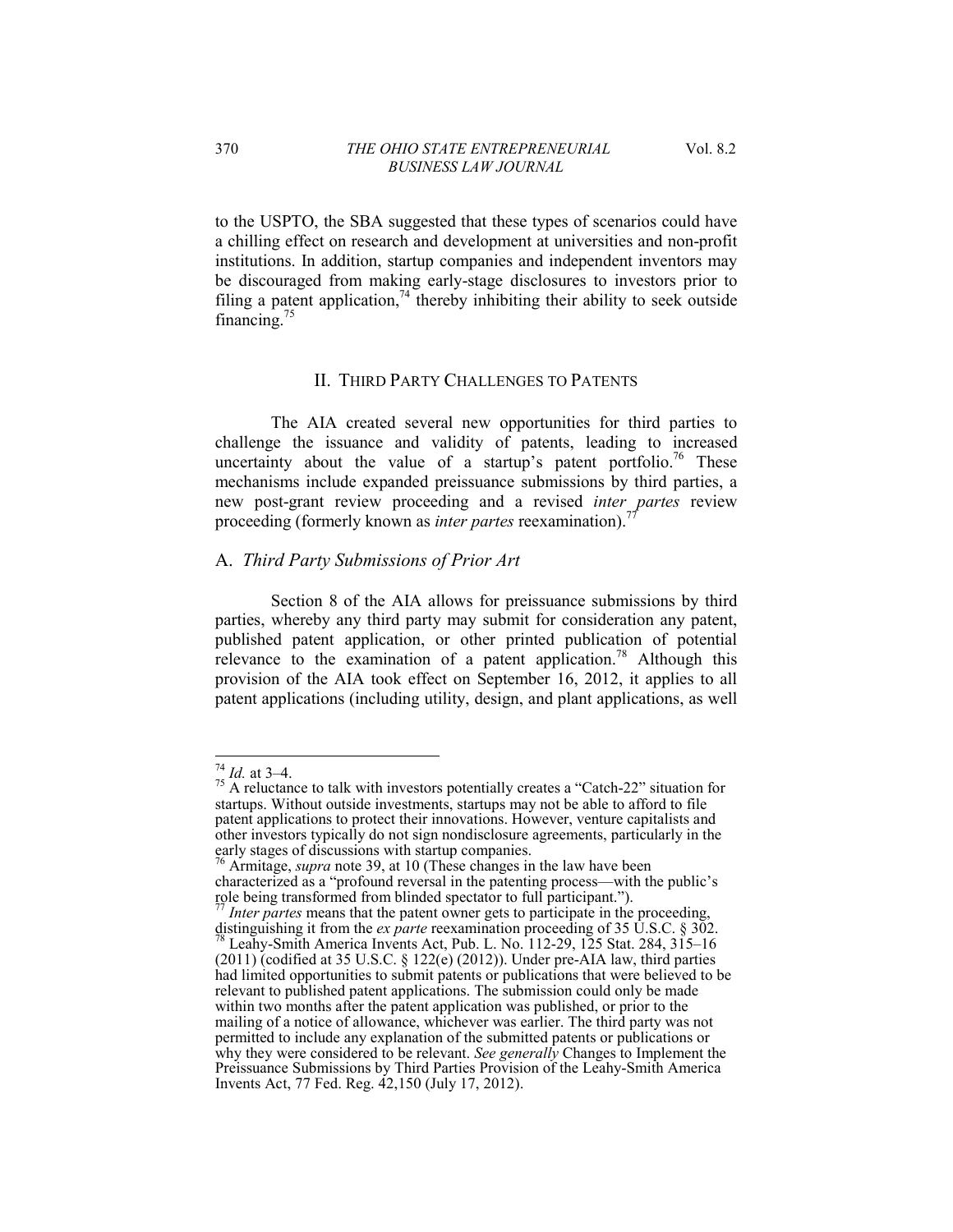to the USPTO, the SBA suggested that these types of scenarios could have a chilling effect on research and development at universities and non-profit institutions. In addition, startup companies and independent inventors may be discouraged from making early-stage disclosures to investors prior to filing a patent application,[74] thereby inhibiting their ability to seek outside financing.[75]

## II. THIRD PARTY CHALLENGES TO PATENTS

The AIA created several new opportunities for third parties to challenge the issuance and validity of patents, leading to increased uncertainty about the value of a startup's patent portfolio.[76] These mechanisms include expanded preissuance submissions by third parties, a new post-grant review proceeding and a revised *inter partes* review proceeding (formerly known as *inter partes* reexamination).[77]

### A. *Third Party Submissions of Prior Art*

Section 8 of the AIA allows for preissuance submissions by third parties, whereby any third party may submit for consideration any patent, published patent application, or other printed publication of potential relevance to the examination of a patent application.[78] Although this provision of the AIA took effect on September 16, 2012, it applies to all patent applications (including utility, design, and plant applications, as well

---

[74] *Id.* at 3–4.

[75] A reluctance to talk with investors potentially creates a "Catch-22" situation for startups. Without outside investments, startups may not be able to afford to file patent applications to protect their innovations. However, venture capitalists and other investors typically do not sign nondisclosure agreements, particularly in the early stages of discussions with startup companies.

[76] Armitage, *supra* note 39, at 10 (These changes in the law have been characterized as a "profound reversal in the patenting process—with the public's role being transformed from blinded spectator to full participant.").

[77] *Inter partes* means that the patent owner gets to participate in the proceeding, distinguishing it from the *ex parte* reexamination proceeding of 35 U.S.C. § 302.

[78] Leahy-Smith America Invents Act, Pub. L. No. 112-29, 125 Stat. 284, 315–16 (2011) (codified at 35 U.S.C. § 122(e) (2012)). Under pre-AIA law, third parties had limited opportunities to submit patents or publications that were believed to be relevant to published patent applications. The submission could only be made within two months after the patent application was published, or prior to the mailing of a notice of allowance, whichever was earlier. The third party was not permitted to include any explanation of the submitted patents or publications or why they were considered to be relevant. *See generally* Changes to Implement the Preissuance Submissions by Third Parties Provision of the Leahy-Smith America Invents Act, 77 Fed. Reg. 42,150 (July 17, 2012).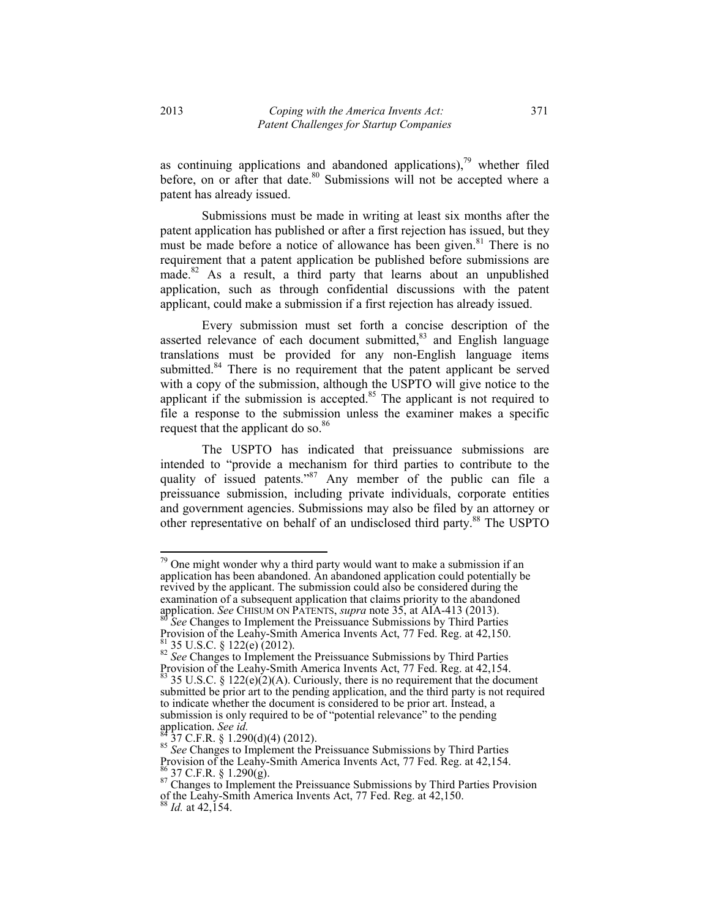as continuing applications and abandoned applications),[79] whether filed before, on or after that date.[80] Submissions will not be accepted where a patent has already issued.

Submissions must be made in writing at least six months after the patent application has published or after a first rejection has issued, but they must be made before a notice of allowance has been given.[81] There is no requirement that a patent application be published before submissions are made.[82] As a result, a third party that learns about an unpublished application, such as through confidential discussions with the patent applicant, could make a submission if a first rejection has already issued.

Every submission must set forth a concise description of the asserted relevance of each document submitted,[83] and English language translations must be provided for any non-English language items submitted.[84] There is no requirement that the patent applicant be served with a copy of the submission, although the USPTO will give notice to the applicant if the submission is accepted.[85] The applicant is not required to file a response to the submission unless the examiner makes a specific request that the applicant do so.[86]

The USPTO has indicated that preissuance submissions are intended to "provide a mechanism for third parties to contribute to the quality of issued patents."[87] Any member of the public can file a preissuance submission, including private individuals, corporate entities and government agencies. Submissions may also be filed by an attorney or other representative on behalf of an undisclosed third party.[88] The USPTO

---

[79] One might wonder why a third party would want to make a submission if an application has been abandoned. An abandoned application could potentially be revived by the applicant. The submission could also be considered during the examination of a subsequent application that claims priority to the abandoned application. *See* CHISUM ON PATENTS, *supra* note 35, at AIA-413 (2013).

[80] *See* Changes to Implement the Preissuance Submissions by Third Parties Provision of the Leahy-Smith America Invents Act, 77 Fed. Reg. at 42,150.

[81] 35 U.S.C. § 122(e) (2012).

[82] *See* Changes to Implement the Preissuance Submissions by Third Parties Provision of the Leahy-Smith America Invents Act, 77 Fed. Reg. at 42,154.

[83] 35 U.S.C. § 122(e)(2)(A). Curiously, there is no requirement that the document submitted be prior art to the pending application, and the third party is not required to indicate whether the document is considered to be prior art. Instead, a submission is only required to be of "potential relevance" to the pending application. *See id.*

[84] 37 C.F.R. § 1.290(d)(4) (2012).

[85] *See* Changes to Implement the Preissuance Submissions by Third Parties Provision of the Leahy-Smith America Invents Act, 77 Fed. Reg. at 42,154.

[86] 37 C.F.R. § 1.290(g).

[87] Changes to Implement the Preissuance Submissions by Third Parties Provision of the Leahy-Smith America Invents Act, 77 Fed. Reg. at 42,150.

[88] *Id.* at 42,154.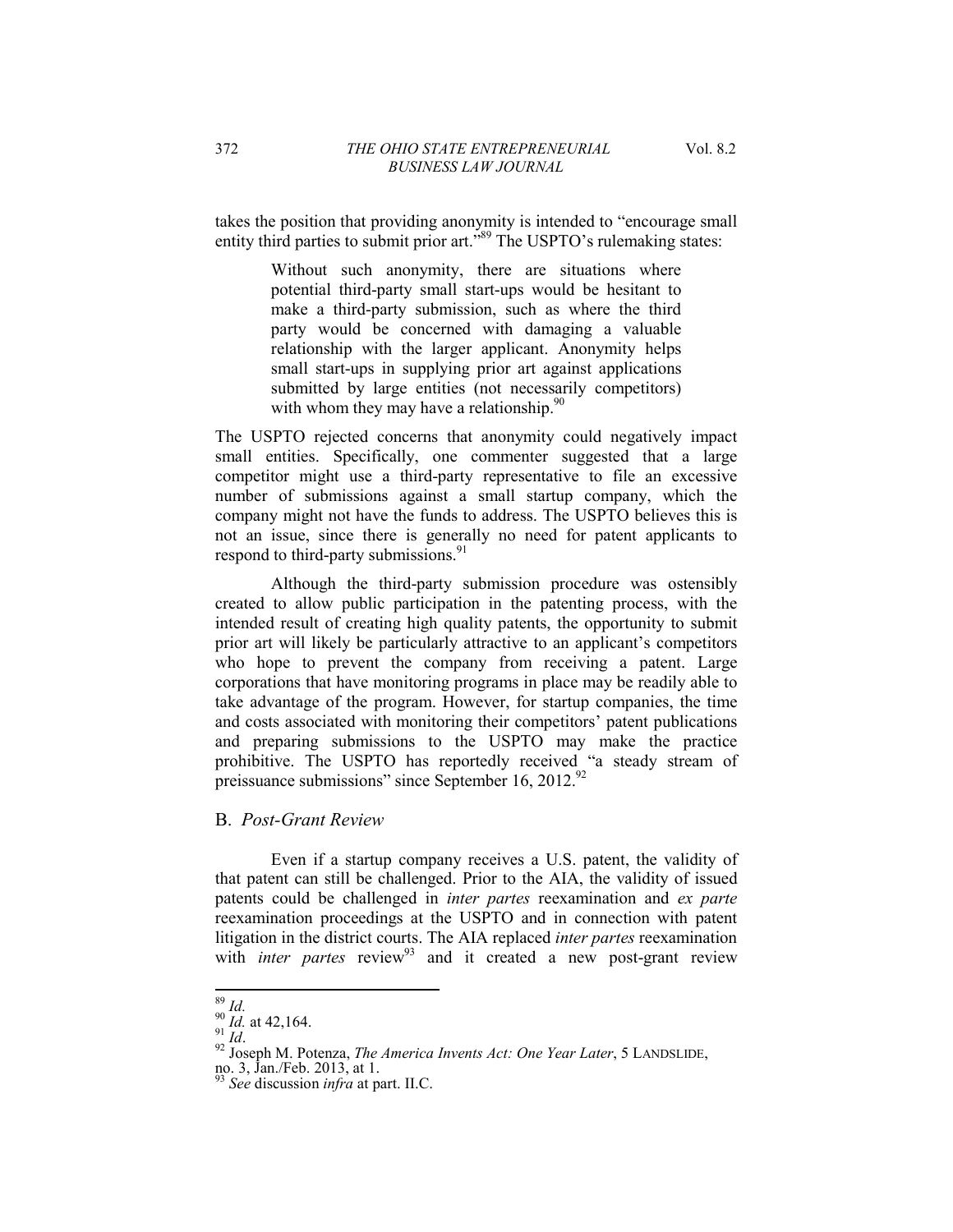takes the position that providing anonymity is intended to "encourage small entity third parties to submit prior art."[89] The USPTO's rulemaking states:

> Without such anonymity, there are situations where potential third-party small start-ups would be hesitant to make a third-party submission, such as where the third party would be concerned with damaging a valuable relationship with the larger applicant. Anonymity helps small start-ups in supplying prior art against applications submitted by large entities (not necessarily competitors) with whom they may have a relationship.[90]

The USPTO rejected concerns that anonymity could negatively impact small entities. Specifically, one commenter suggested that a large competitor might use a third-party representative to file an excessive number of submissions against a small startup company, which the company might not have the funds to address. The USPTO believes this is not an issue, since there is generally no need for patent applicants to respond to third-party submissions.[91]

Although the third-party submission procedure was ostensibly created to allow public participation in the patenting process, with the intended result of creating high quality patents, the opportunity to submit prior art will likely be particularly attractive to an applicant's competitors who hope to prevent the company from receiving a patent. Large corporations that have monitoring programs in place may be readily able to take advantage of the program. However, for startup companies, the time and costs associated with monitoring their competitors' patent publications and preparing submissions to the USPTO may make the practice prohibitive. The USPTO has reportedly received "a steady stream of preissuance submissions" since September 16, 2012.[92]

## B. *Post-Grant Review*

Even if a startup company receives a U.S. patent, the validity of that patent can still be challenged. Prior to the AIA, the validity of issued patents could be challenged in *inter partes* reexamination and *ex parte* reexamination proceedings at the USPTO and in connection with patent litigation in the district courts. The AIA replaced *inter partes* reexamination with *inter partes* review[93] and it created a new post-grant review

---

[89] *Id.*

[90] *Id.* at 42,164.

[91] *Id*.

[92] Joseph M. Potenza, *The America Invents Act: One Year Later*, 5 LANDSLIDE, no. 3, Jan./Feb. 2013, at 1.

[93] *See* discussion *infra* at part. II.C.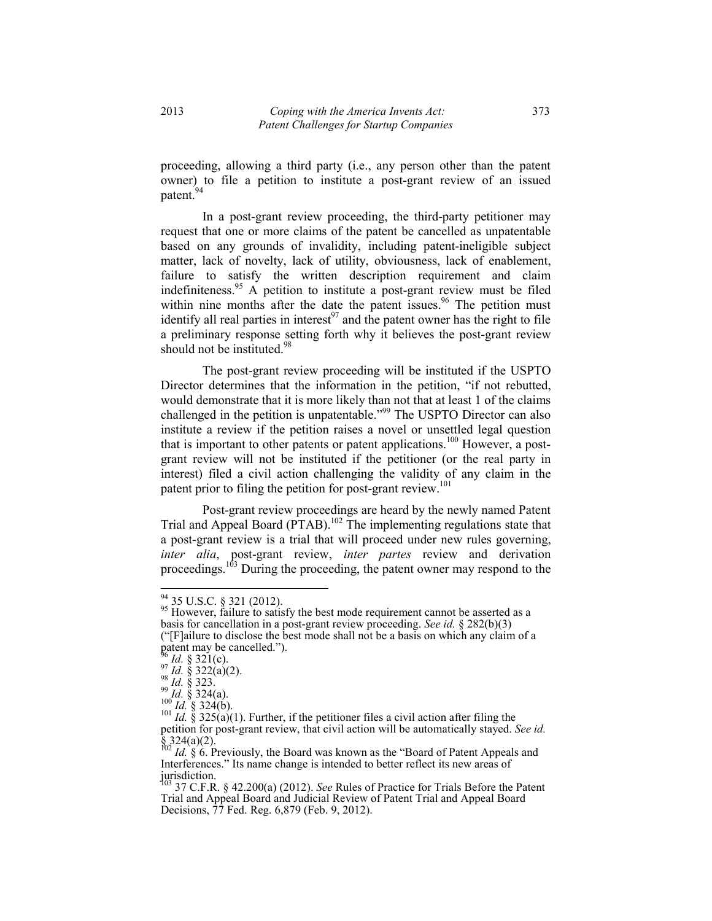proceeding, allowing a third party (i.e., any person other than the patent owner) to file a petition to institute a post-grant review of an issued patent.[94]

In a post-grant review proceeding, the third-party petitioner may request that one or more claims of the patent be cancelled as unpatentable based on any grounds of invalidity, including patent-ineligible subject matter, lack of novelty, lack of utility, obviousness, lack of enablement, failure to satisfy the written description requirement and claim indefiniteness.[95] A petition to institute a post-grant review must be filed within nine months after the date the patent issues.[96] The petition must identify all real parties in interest[97] and the patent owner has the right to file a preliminary response setting forth why it believes the post-grant review should not be instituted.[98]

The post-grant review proceeding will be instituted if the USPTO Director determines that the information in the petition, "if not rebutted, would demonstrate that it is more likely than not that at least 1 of the claims challenged in the petition is unpatentable."[99] The USPTO Director can also institute a review if the petition raises a novel or unsettled legal question that is important to other patents or patent applications.[100] However, a post-grant review will not be instituted if the petitioner (or the real party in interest) filed a civil action challenging the validity of any claim in the patent prior to filing the petition for post-grant review.[101]

Post-grant review proceedings are heard by the newly named Patent Trial and Appeal Board (PTAB).[102] The implementing regulations state that a post-grant review is a trial that will proceed under new rules governing, *inter alia*, post-grant review, *inter partes* review and derivation proceedings.[103] During the proceeding, the patent owner may respond to the

---

[94] 35 U.S.C. § 321 (2012).

[95] However, failure to satisfy the best mode requirement cannot be asserted as a basis for cancellation in a post-grant review proceeding. *See id.* § 282(b)(3) ("[F]ailure to disclose the best mode shall not be a basis on which any claim of a patent may be cancelled.").

[96] *Id.* § 321(c).

[97] *Id.* § 322(a)(2).

[98] *Id.* § 323.

[99] *Id.* § 324(a).

[100] *Id.* § 324(b).

[101] *Id.* § 325(a)(1). Further, if the petitioner files a civil action after filing the petition for post-grant review, that civil action will be automatically stayed. *See id.* § 324(a)(2).

[102] *Id.* § 6. Previously, the Board was known as the "Board of Patent Appeals and Interferences." Its name change is intended to better reflect its new areas of jurisdiction.

[103] 37 C.F.R. § 42.200(a) (2012). *See* Rules of Practice for Trials Before the Patent Trial and Appeal Board and Judicial Review of Patent Trial and Appeal Board Decisions, 77 Fed. Reg. 6,879 (Feb. 9, 2012).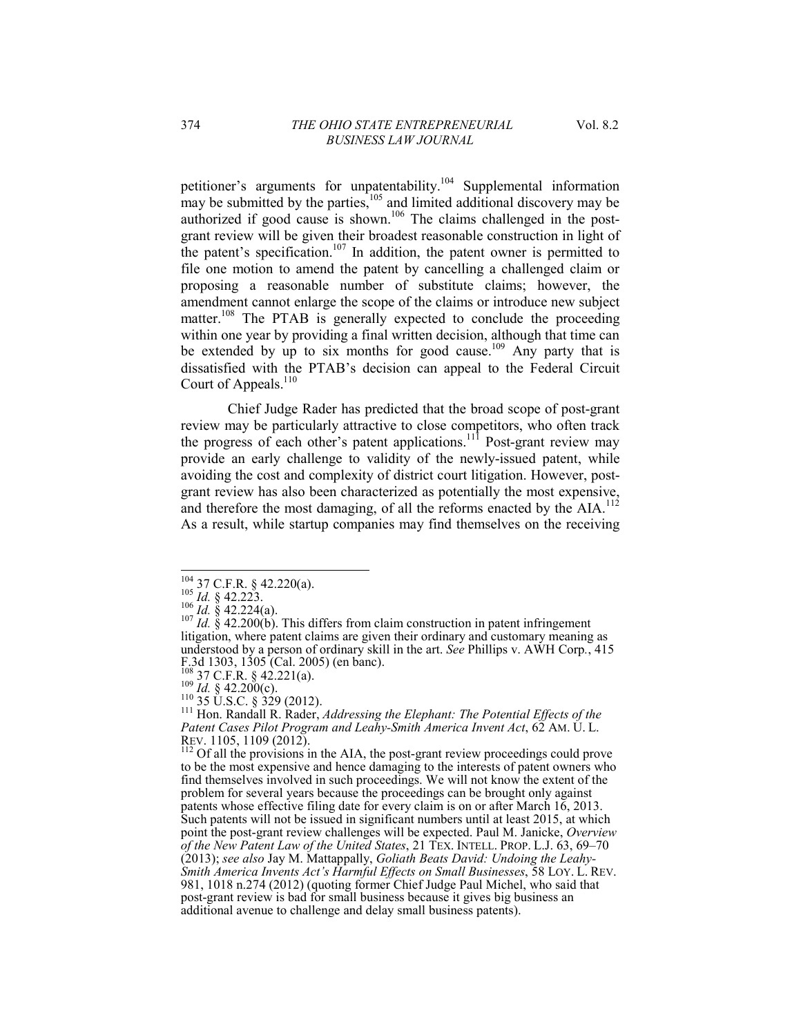petitioner's arguments for unpatentability.[104] Supplemental information may be submitted by the parties,[105] and limited additional discovery may be authorized if good cause is shown.[106] The claims challenged in the post-grant review will be given their broadest reasonable construction in light of the patent's specification.[107] In addition, the patent owner is permitted to file one motion to amend the patent by cancelling a challenged claim or proposing a reasonable number of substitute claims; however, the amendment cannot enlarge the scope of the claims or introduce new subject matter.[108] The PTAB is generally expected to conclude the proceeding within one year by providing a final written decision, although that time can be extended by up to six months for good cause.[109] Any party that is dissatisfied with the PTAB's decision can appeal to the Federal Circuit Court of Appeals.[110]

Chief Judge Rader has predicted that the broad scope of post-grant review may be particularly attractive to close competitors, who often track the progress of each other's patent applications.[111] Post-grant review may provide an early challenge to validity of the newly-issued patent, while avoiding the cost and complexity of district court litigation. However, post-grant review has also been characterized as potentially the most expensive, and therefore the most damaging, of all the reforms enacted by the AIA.[112] As a result, while startup companies may find themselves on the receiving

---

[104] 37 C.F.R. § 42.220(a).

[105] *Id.* § 42.223.

[106] *Id.* § 42.224(a).

[107] *Id.* § 42.200(b). This differs from claim construction in patent infringement litigation, where patent claims are given their ordinary and customary meaning as understood by a person of ordinary skill in the art. *See* Phillips v. AWH Corp., 415 F.3d 1303, 1305 (Cal. 2005) (en banc).

[108] 37 C.F.R. § 42.221(a).

[109] *Id.* § 42.200(c).

[110] 35 U.S.C. § 329 (2012).

[111] Hon. Randall R. Rader, *Addressing the Elephant: The Potential Effects of the Patent Cases Pilot Program and Leahy-Smith America Invent Act*, 62 AM. U. L. REV. 1105, 1109 (2012).

[112] Of all the provisions in the AIA, the post-grant review proceedings could prove to be the most expensive and hence damaging to the interests of patent owners who find themselves involved in such proceedings. We will not know the extent of the problem for several years because the proceedings can be brought only against patents whose effective filing date for every claim is on or after March 16, 2013. Such patents will not be issued in significant numbers until at least 2015, at which point the post-grant review challenges will be expected. Paul M. Janicke, *Overview of the New Patent Law of the United States*, 21 TEX. INTELL. PROP. L.J. 63, 69–70 (2013); *see also* Jay M. Mattappally, *Goliath Beats David: Undoing the Leahy-Smith America Invents Act's Harmful Effects on Small Businesses*, 58 LOY. L. REV. 981, 1018 n.274 (2012) (quoting former Chief Judge Paul Michel, who said that post-grant review is bad for small business because it gives big business an additional avenue to challenge and delay small business patents).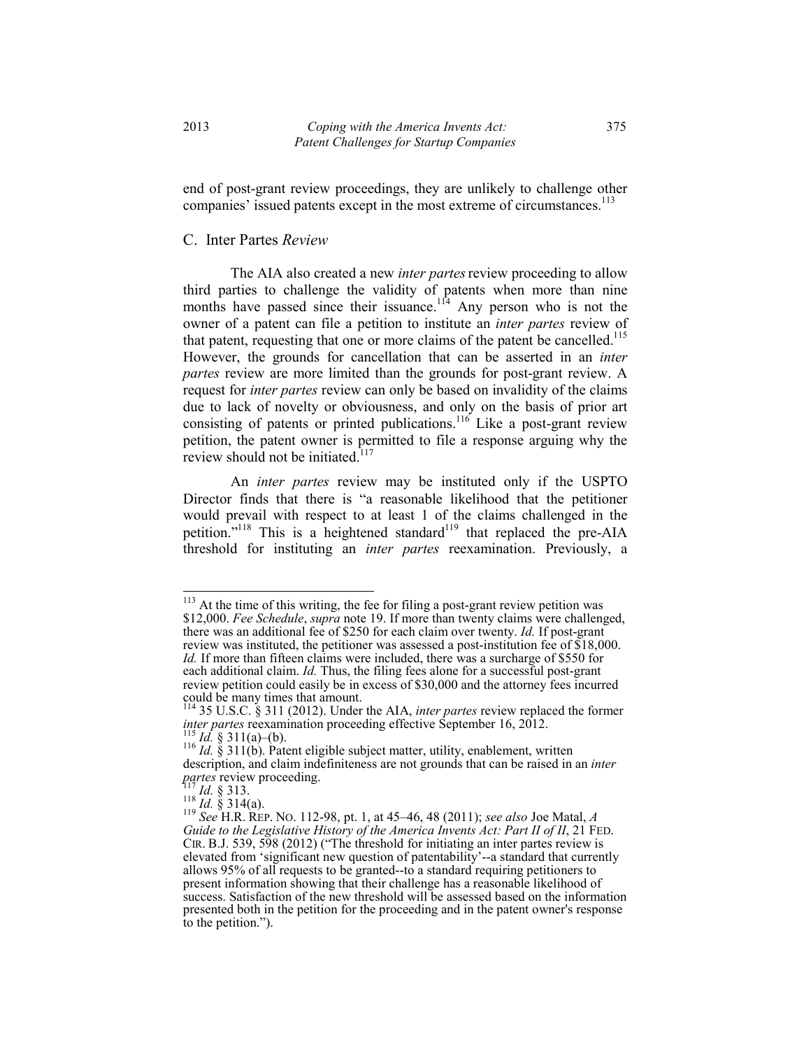end of post-grant review proceedings, they are unlikely to challenge other companies' issued patents except in the most extreme of circumstances.[113]

## C. Inter Partes *Review*

The AIA also created a new *inter partes* review proceeding to allow third parties to challenge the validity of patents when more than nine months have passed since their issuance.[114] Any person who is not the owner of a patent can file a petition to institute an *inter partes* review of that patent, requesting that one or more claims of the patent be cancelled.[115] However, the grounds for cancellation that can be asserted in an *inter partes* review are more limited than the grounds for post-grant review. A request for *inter partes* review can only be based on invalidity of the claims due to lack of novelty or obviousness, and only on the basis of prior art consisting of patents or printed publications.[116] Like a post-grant review petition, the patent owner is permitted to file a response arguing why the review should not be initiated.[117]

An *inter partes* review may be instituted only if the USPTO Director finds that there is "a reasonable likelihood that the petitioner would prevail with respect to at least 1 of the claims challenged in the petition."[118] This is a heightened standard[119] that replaced the pre-AIA threshold for instituting an *inter partes* reexamination. Previously, a

---

[113] At the time of this writing, the fee for filing a post-grant review petition was $12,000. *Fee Schedule*, *supra* note 19. If more than twenty claims were challenged, there was an additional fee of $250 for each claim over twenty. *Id.* If post-grant review was instituted, the petitioner was assessed a post-institution fee of $18,000. *Id.* If more than fifteen claims were included, there was a surcharge of $550 for each additional claim. *Id.* Thus, the filing fees alone for a successful post-grant review petition could easily be in excess of $30,000 and the attorney fees incurred could be many times that amount.

[114] 35 U.S.C. § 311 (2012). Under the AIA, *inter partes* review replaced the former *inter partes* reexamination proceeding effective September 16, 2012.

[115] *Id.* § 311(a)–(b).

[116] *Id.* § 311(b). Patent eligible subject matter, utility, enablement, written description, and claim indefiniteness are not grounds that can be raised in an *inter partes* review proceeding.

[117] *Id.* § 313.

[118] *Id.* § 314(a).

[119] *See* H.R. REP. NO. 112-98, pt. 1, at 45–46, 48 (2011); *see also* Joe Matal, *A Guide to the Legislative History of the America Invents Act: Part II of II*, 21 FED. CIR. B.J. 539, 598 (2012) ("The threshold for initiating an inter partes review is elevated from 'significant new question of patentability'--a standard that currently allows 95% of all requests to be granted--to a standard requiring petitioners to present information showing that their challenge has a reasonable likelihood of success. Satisfaction of the new threshold will be assessed based on the information presented both in the petition for the proceeding and in the patent owner's response to the petition.").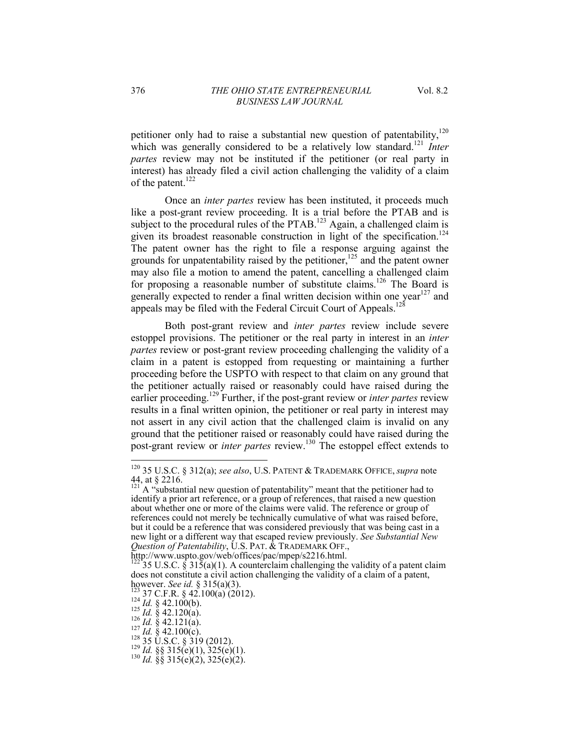petitioner only had to raise a substantial new question of patentability,[120] which was generally considered to be a relatively low standard.[121] *Inter partes* review may not be instituted if the petitioner (or real party in interest) has already filed a civil action challenging the validity of a claim of the patent.[122]

Once an *inter partes* review has been instituted, it proceeds much like a post-grant review proceeding. It is a trial before the PTAB and is subject to the procedural rules of the PTAB.[123] Again, a challenged claim is given its broadest reasonable construction in light of the specification.[124] The patent owner has the right to file a response arguing against the grounds for unpatentability raised by the petitioner,[125] and the patent owner may also file a motion to amend the patent, cancelling a challenged claim for proposing a reasonable number of substitute claims.[126] The Board is generally expected to render a final written decision within one year[127] and appeals may be filed with the Federal Circuit Court of Appeals.[128]

Both post-grant review and *inter partes* review include severe estoppel provisions. The petitioner or the real party in interest in an *inter partes* review or post-grant review proceeding challenging the validity of a claim in a patent is estopped from requesting or maintaining a further proceeding before the USPTO with respect to that claim on any ground that the petitioner actually raised or reasonably could have raised during the earlier proceeding.[129] Further, if the post-grant review or *inter partes* review results in a final written opinion, the petitioner or real party in interest may not assert in any civil action that the challenged claim is invalid on any ground that the petitioner raised or reasonably could have raised during the post-grant review or *inter partes* review.[130] The estoppel effect extends to

---

[120] 35 U.S.C. § 312(a); *see also*, U.S. PATENT & TRADEMARK OFFICE, *supra* note 44, at § 2216.

[121] A "substantial new question of patentability" meant that the petitioner had to identify a prior art reference, or a group of references, that raised a new question about whether one or more of the claims were valid. The reference or group of references could not merely be technically cumulative of what was raised before, but it could be a reference that was considered previously that was being cast in a new light or a different way that escaped review previously. *See Substantial New Question of Patentability*, U.S. PAT. & TRADEMARK OFF., http://www.uspto.gov/web/offices/pac/mpep/s2216.html.

[122] 35 U.S.C. § 315(a)(1). A counterclaim challenging the validity of a patent claim does not constitute a civil action challenging the validity of a claim of a patent, however. *See id.* § 315(a)(3).

[123] 37 C.F.R. § 42.100(a) (2012).

[124] *Id.* § 42.100(b).

[125] *Id.* § 42.120(a).

[126] *Id.* § 42.121(a).

[127] *Id.* § 42.100(c).

[128] 35 U.S.C. § 319 (2012).

[129] *Id.* §§ 315(e)(1), 325(e)(1).

[130] *Id.* §§ 315(e)(2), 325(e)(2).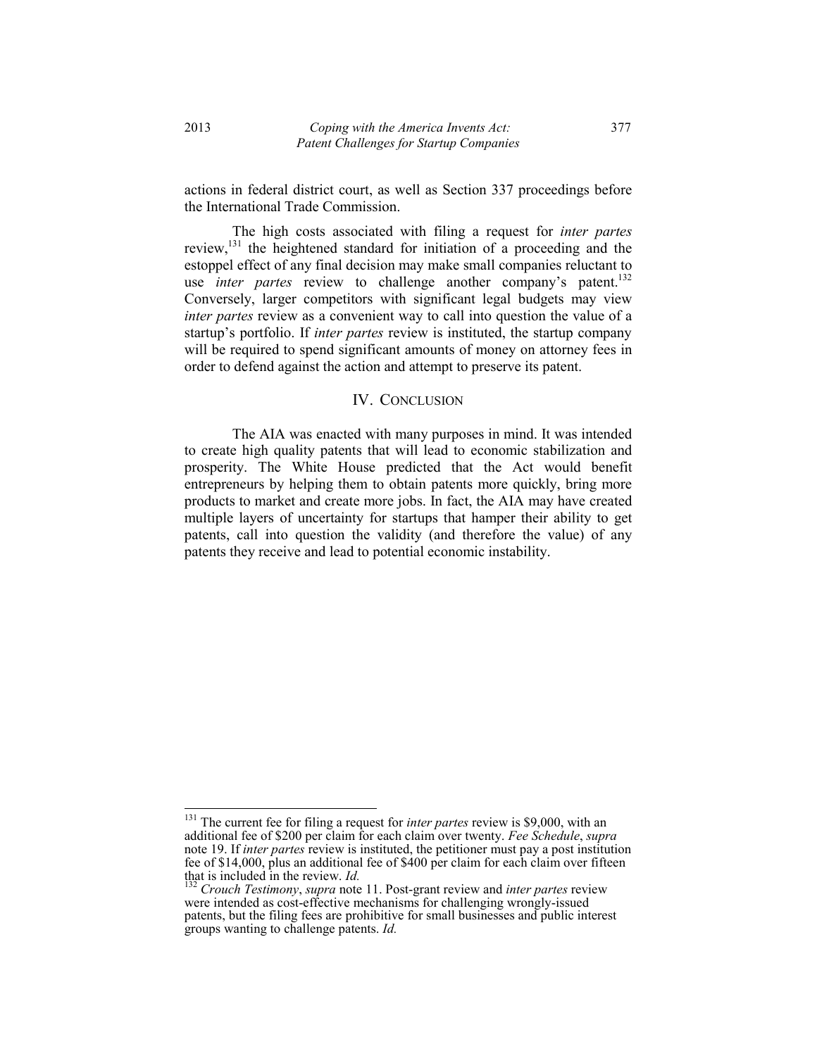actions in federal district court, as well as Section 337 proceedings before the International Trade Commission.

The high costs associated with filing a request for *inter partes* review,[131] the heightened standard for initiation of a proceeding and the estoppel effect of any final decision may make small companies reluctant to use *inter partes* review to challenge another company's patent.[132] Conversely, larger competitors with significant legal budgets may view *inter partes* review as a convenient way to call into question the value of a startup's portfolio. If *inter partes* review is instituted, the startup company will be required to spend significant amounts of money on attorney fees in order to defend against the action and attempt to preserve its patent.

## IV. CONCLUSION

The AIA was enacted with many purposes in mind. It was intended to create high quality patents that will lead to economic stabilization and prosperity. The White House predicted that the Act would benefit entrepreneurs by helping them to obtain patents more quickly, bring more products to market and create more jobs. In fact, the AIA may have created multiple layers of uncertainty for startups that hamper their ability to get patents, call into question the validity (and therefore the value) of any patents they receive and lead to potential economic instability.

---

[131] The current fee for filing a request for *inter partes* review is $9,000, with an additional fee of $200 per claim for each claim over twenty. *Fee Schedule*, *supra* note 19. If *inter partes* review is instituted, the petitioner must pay a post institution fee of $14,000, plus an additional fee of $400 per claim for each claim over fifteen that is included in the review. *Id.*

[132] *Crouch Testimony*, *supra* note 11. Post-grant review and *inter partes* review were intended as cost-effective mechanisms for challenging wrongly-issued patents, but the filing fees are prohibitive for small businesses and public interest groups wanting to challenge patents. *Id.*